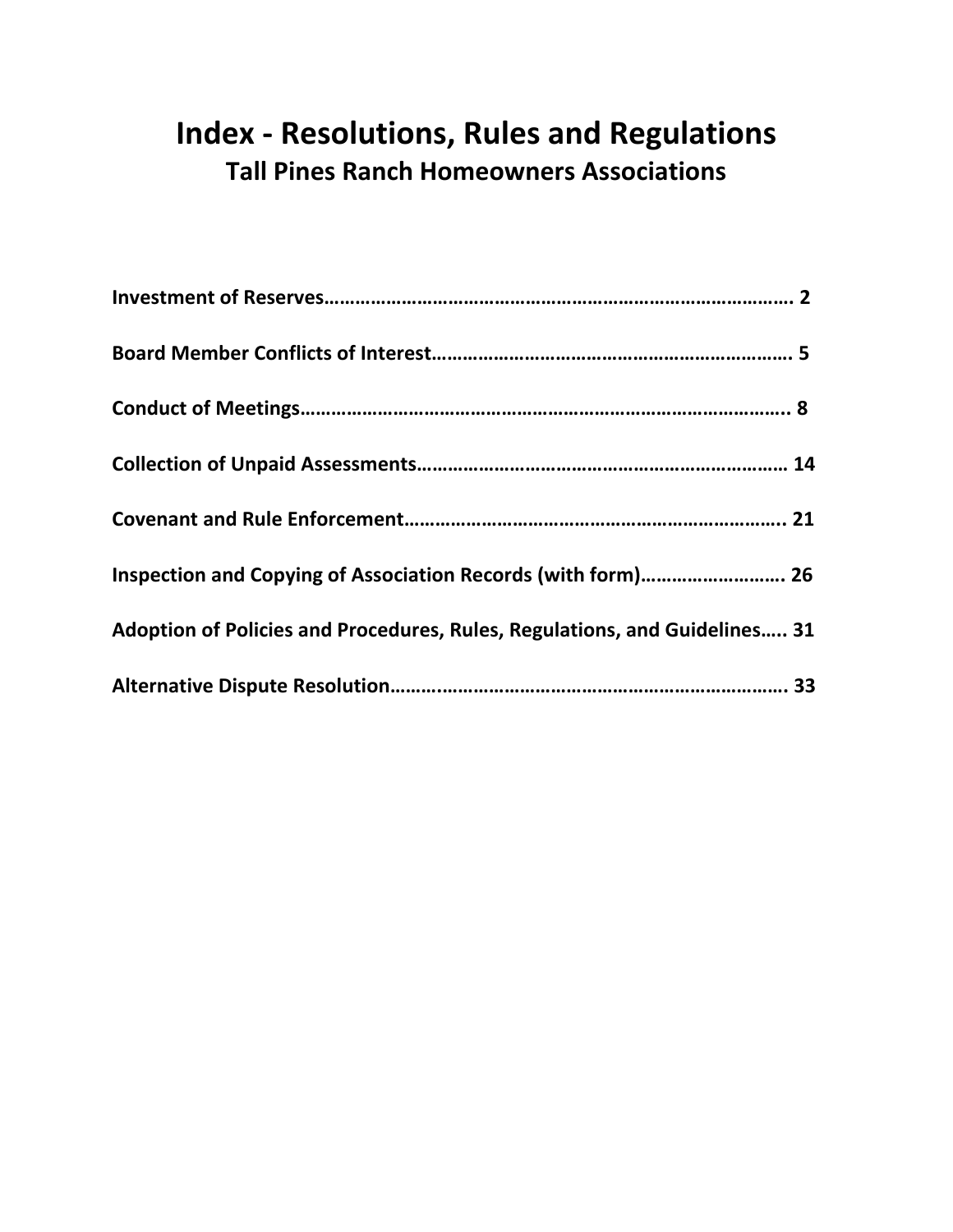# Index - Resolutions, Rules and Regulations

## Tall Pines Ranch Homeowners Associations

**Investment of Reserves………………………………………………………………………………… 2**

**Board Member Conflicts of Interest…………………………………………………………… 5**

**Conduct of Meetings……………………………………………………………………………………. 8**

**Collection of Unpaid Assessments……………………………………………………………… 14**

**Covenant and Rule Enforcement……………………………………………………………….. 21**

**Inspection and Copying of Association Records (with form)………………………. 26**

**Adoption of Policies and Procedures, Rules, Regulations, and Guidelines….. 31**

**Alternative Dispute Resolution………………………………………………………………… 33**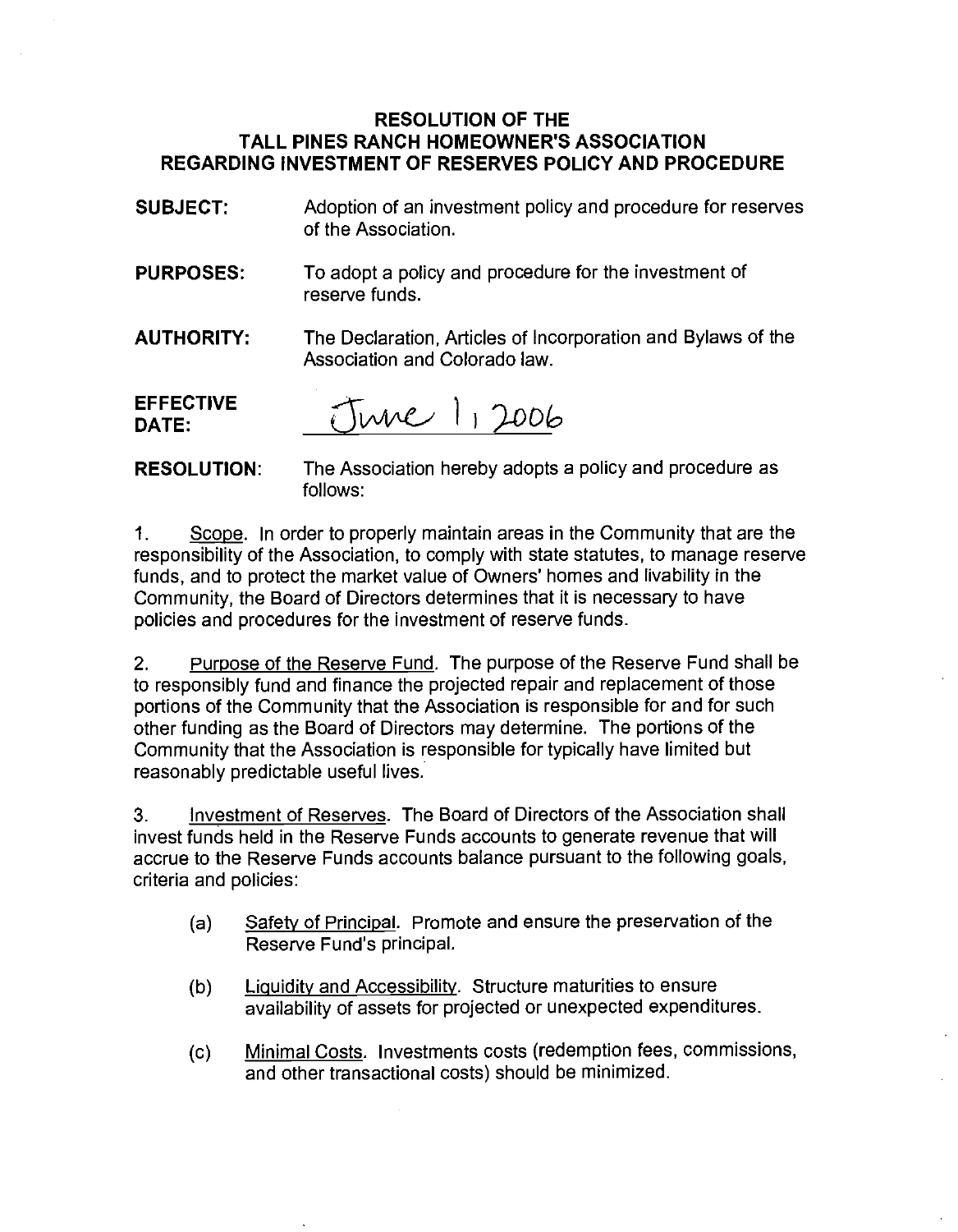**RESOLUTION OF THE**
**TALL PINES RANCH HOMEOWNER'S ASSOCIATION**
**REGARDING INVESTMENT OF RESERVES POLICY AND PROCEDURE**

**SUBJECT:** Adoption of an investment policy and procedure for reserves of the Association.

**PURPOSES:** To adopt a policy and procedure for the investment of reserve funds.

**AUTHORITY:** The Declaration, Articles of Incorporation and Bylaws of the Association and Colorado law.

**EFFECTIVE DATE:** June 1, 2006

**RESOLUTION:** The Association hereby adopts a policy and procedure as follows:

1. Scope. In order to properly maintain areas in the Community that are the responsibility of the Association, to comply with state statutes, to manage reserve funds, and to protect the market value of Owners' homes and livability in the Community, the Board of Directors determines that it is necessary to have policies and procedures for the investment of reserve funds.

2. Purpose of the Reserve Fund. The purpose of the Reserve Fund shall be to responsibly fund and finance the projected repair and replacement of those portions of the Community that the Association is responsible for and for such other funding as the Board of Directors may determine. The portions of the Community that the Association is responsible for typically have limited but reasonably predictable useful lives.

3. Investment of Reserves. The Board of Directors of the Association shall invest funds held in the Reserve Funds accounts to generate revenue that will accrue to the Reserve Funds accounts balance pursuant to the following goals, criteria and policies:

   (a) Safety of Principal. Promote and ensure the preservation of the Reserve Fund's principal.

   (b) Liquidity and Accessibility. Structure maturities to ensure availability of assets for projected or unexpected expenditures.

   (c) Minimal Costs. Investments costs (redemption fees, commissions, and other transactional costs) should be minimized.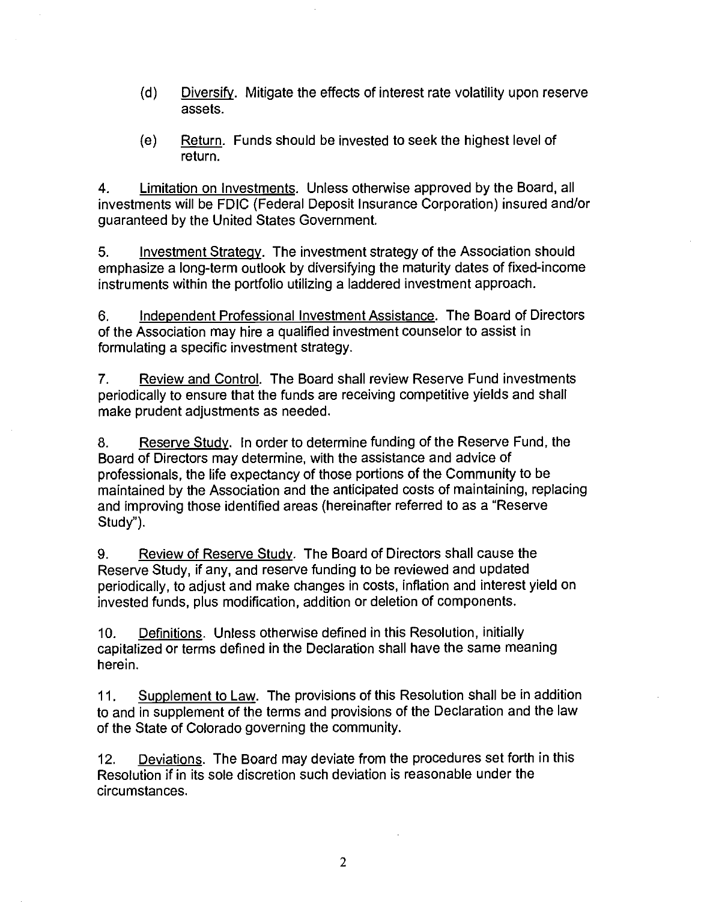(d) Diversify. Mitigate the effects of interest rate volatility upon reserve assets.

(e) Return. Funds should be invested to seek the highest level of return.

4. Limitation on Investments. Unless otherwise approved by the Board, all investments will be FDIC (Federal Deposit Insurance Corporation) insured and/or guaranteed by the United States Government.

5. Investment Strategy. The investment strategy of the Association should emphasize a long-term outlook by diversifying the maturity dates of fixed-income instruments within the portfolio utilizing a laddered investment approach.

6. Independent Professional Investment Assistance. The Board of Directors of the Association may hire a qualified investment counselor to assist in formulating a specific investment strategy.

7. Review and Control. The Board shall review Reserve Fund investments periodically to ensure that the funds are receiving competitive yields and shall make prudent adjustments as needed.

8. Reserve Study. In order to determine funding of the Reserve Fund, the Board of Directors may determine, with the assistance and advice of professionals, the life expectancy of those portions of the Community to be maintained by the Association and the anticipated costs of maintaining, replacing and improving those identified areas (hereinafter referred to as a "Reserve Study").

9. Review of Reserve Study. The Board of Directors shall cause the Reserve Study, if any, and reserve funding to be reviewed and updated periodically, to adjust and make changes in costs, inflation and interest yield on invested funds, plus modification, addition or deletion of components.

10. Definitions. Unless otherwise defined in this Resolution, initially capitalized or terms defined in the Declaration shall have the same meaning herein.

11. Supplement to Law. The provisions of this Resolution shall be in addition to and in supplement of the terms and provisions of the Declaration and the law of the State of Colorado governing the community.

12. Deviations. The Board may deviate from the procedures set forth in this Resolution if in its sole discretion such deviation is reasonable under the circumstances.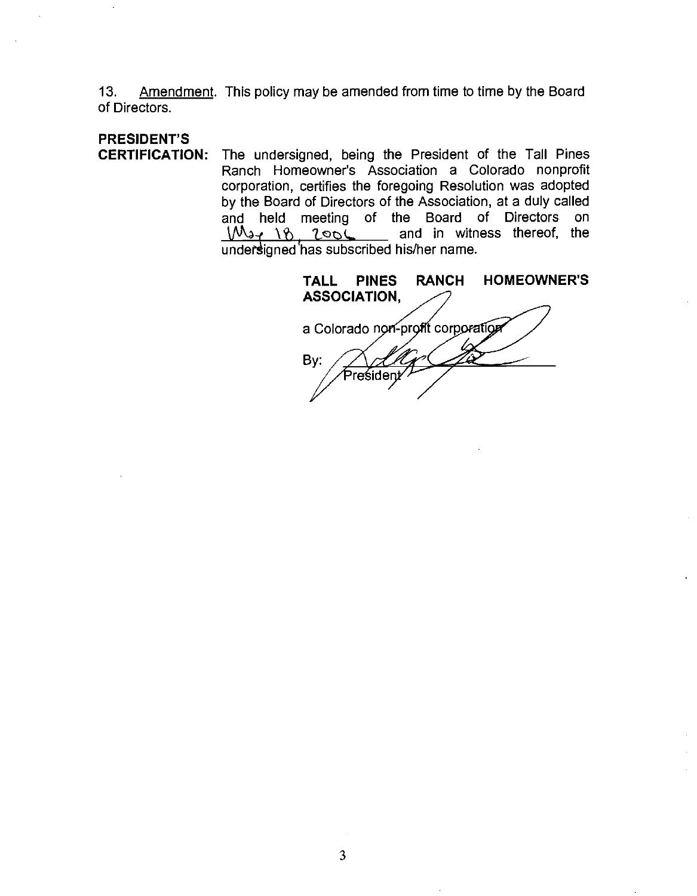13. Amendment. This policy may be amended from time to time by the Board of Directors.

**PRESIDENT'S CERTIFICATION:** The undersigned, being the President of the Tall Pines Ranch Homeowner's Association a Colorado nonprofit corporation, certifies the foregoing Resolution was adopted by the Board of Directors of the Association, at a duly called and held meeting of the Board of Directors on May 18, 2006 and in witness thereof, the undersigned has subscribed his/her name.

**TALL PINES RANCH HOMEOWNER'S ASSOCIATION,**

a Colorado non-profit corporation

By: ______________________
President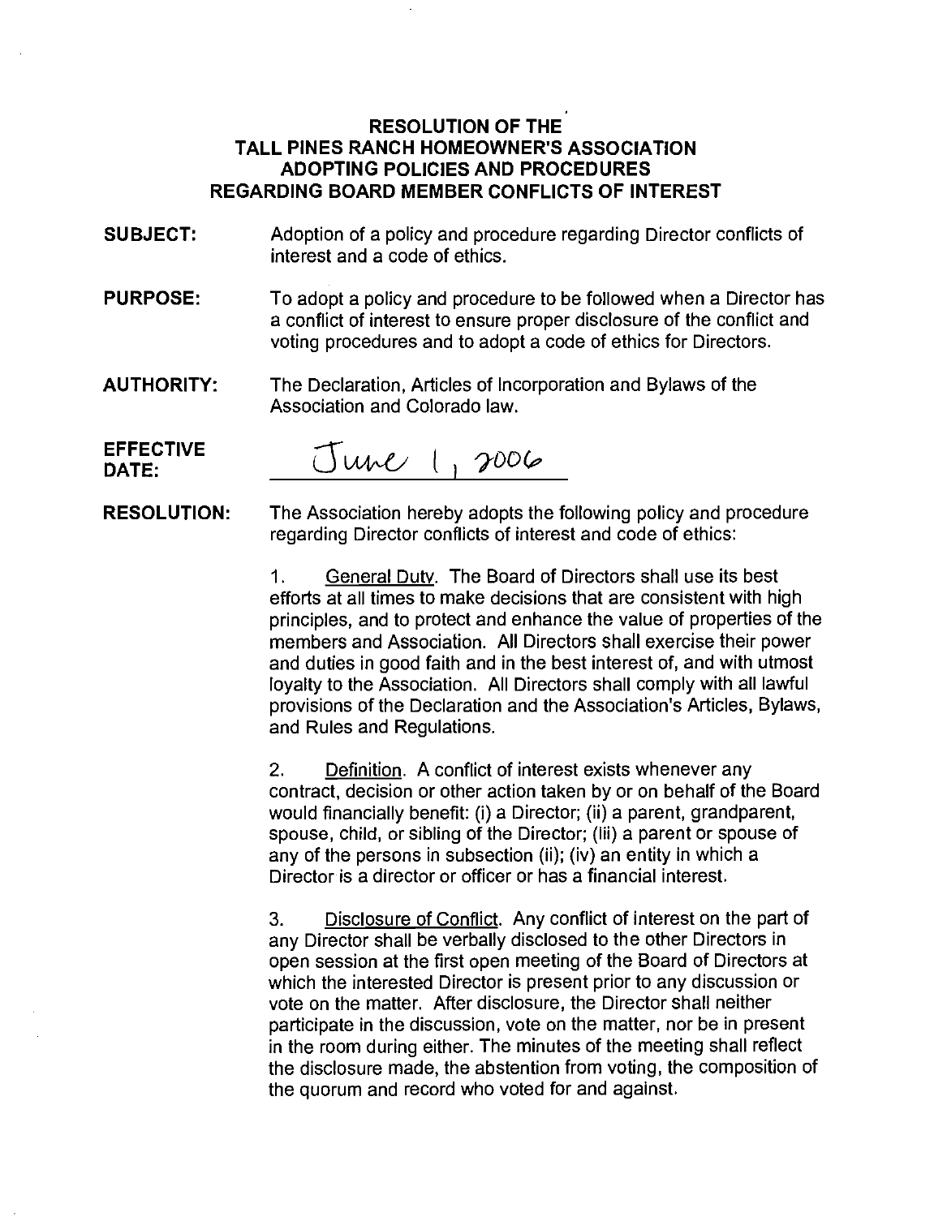# RESOLUTION OF THE TALL PINES RANCH HOMEOWNER'S ASSOCIATION ADOPTING POLICIES AND PROCEDURES REGARDING BOARD MEMBER CONFLICTS OF INTEREST

**SUBJECT:** Adoption of a policy and procedure regarding Director conflicts of interest and a code of ethics.

**PURPOSE:** To adopt a policy and procedure to be followed when a Director has a conflict of interest to ensure proper disclosure of the conflict and voting procedures and to adopt a code of ethics for Directors.

**AUTHORITY:** The Declaration, Articles of Incorporation and Bylaws of the Association and Colorado law.

**EFFECTIVE DATE:** June 1, 2006

**RESOLUTION:** The Association hereby adopts the following policy and procedure regarding Director conflicts of interest and code of ethics:

1. General Duty. The Board of Directors shall use its best efforts at all times to make decisions that are consistent with high principles, and to protect and enhance the value of properties of the members and Association. All Directors shall exercise their power and duties in good faith and in the best interest of, and with utmost loyalty to the Association. All Directors shall comply with all lawful provisions of the Declaration and the Association's Articles, Bylaws, and Rules and Regulations.

2. Definition. A conflict of interest exists whenever any contract, decision or other action taken by or on behalf of the Board would financially benefit: (i) a Director; (ii) a parent, grandparent, spouse, child, or sibling of the Director; (iii) a parent or spouse of any of the persons in subsection (ii); (iv) an entity in which a Director is a director or officer or has a financial interest.

3. Disclosure of Conflict. Any conflict of interest on the part of any Director shall be verbally disclosed to the other Directors in open session at the first open meeting of the Board of Directors at which the interested Director is present prior to any discussion or vote on the matter. After disclosure, the Director shall neither participate in the discussion, vote on the matter, nor be in present in the room during either. The minutes of the meeting shall reflect the disclosure made, the abstention from voting, the composition of the quorum and record who voted for and against.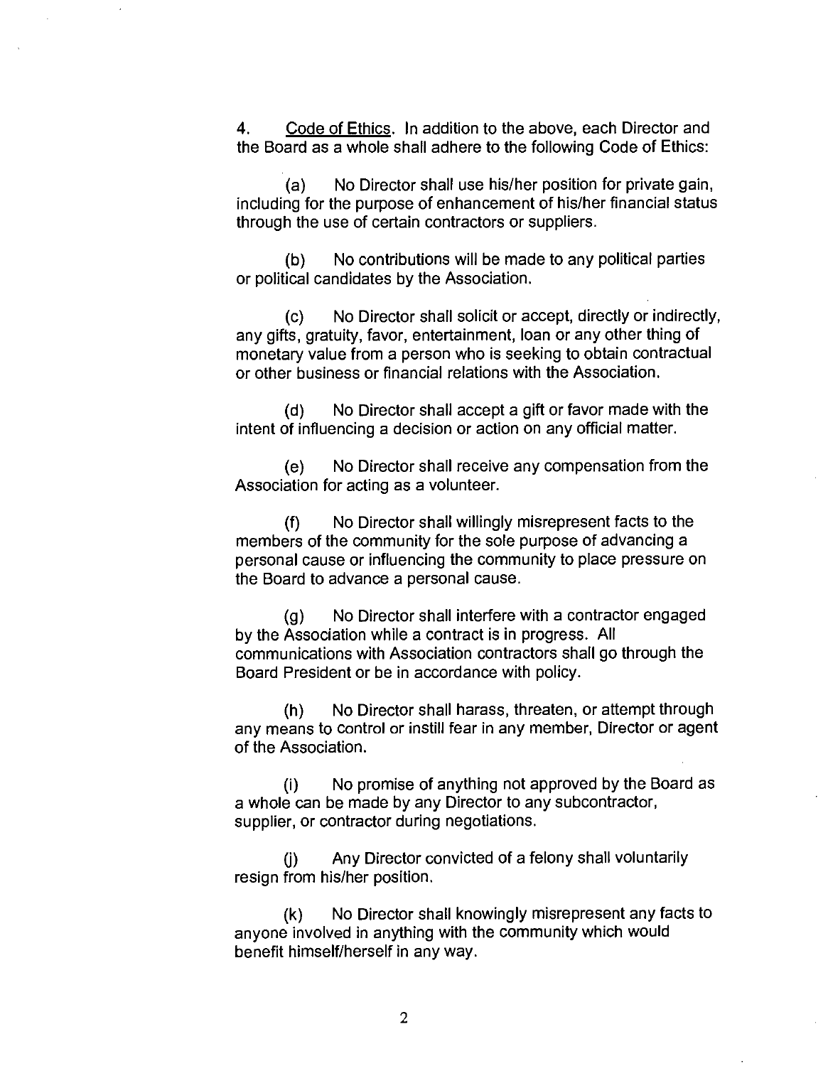4. Code of Ethics. In addition to the above, each Director and the Board as a whole shall adhere to the following Code of Ethics:

(a) No Director shall use his/her position for private gain, including for the purpose of enhancement of his/her financial status through the use of certain contractors or suppliers.

(b) No contributions will be made to any political parties or political candidates by the Association.

(c) No Director shall solicit or accept, directly or indirectly, any gifts, gratuity, favor, entertainment, loan or any other thing of monetary value from a person who is seeking to obtain contractual or other business or financial relations with the Association.

(d) No Director shall accept a gift or favor made with the intent of influencing a decision or action on any official matter.

(e) No Director shall receive any compensation from the Association for acting as a volunteer.

(f) No Director shall willingly misrepresent facts to the members of the community for the sole purpose of advancing a personal cause or influencing the community to place pressure on the Board to advance a personal cause.

(g) No Director shall interfere with a contractor engaged by the Association while a contract is in progress. All communications with Association contractors shall go through the Board President or be in accordance with policy.

(h) No Director shall harass, threaten, or attempt through any means to control or instill fear in any member, Director or agent of the Association.

(i) No promise of anything not approved by the Board as a whole can be made by any Director to any subcontractor, supplier, or contractor during negotiations.

(j) Any Director convicted of a felony shall voluntarily resign from his/her position.

(k) No Director shall knowingly misrepresent any facts to anyone involved in anything with the community which would benefit himself/herself in any way.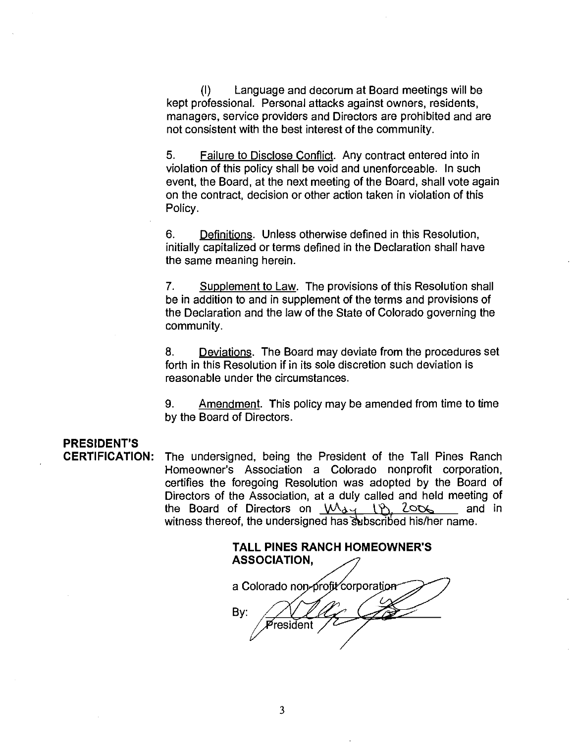(l) Language and decorum at Board meetings will be kept professional. Personal attacks against owners, residents, managers, service providers and Directors are prohibited and are not consistent with the best interest of the community.

5. Failure to Disclose Conflict. Any contract entered into in violation of this policy shall be void and unenforceable. In such event, the Board, at the next meeting of the Board, shall vote again on the contract, decision or other action taken in violation of this Policy.

6. Definitions. Unless otherwise defined in this Resolution, initially capitalized or terms defined in the Declaration shall have the same meaning herein.

7. Supplement to Law. The provisions of this Resolution shall be in addition to and in supplement of the terms and provisions of the Declaration and the law of the State of Colorado governing the community.

8. Deviations. The Board may deviate from the procedures set forth in this Resolution if in its sole discretion such deviation is reasonable under the circumstances.

9. Amendment. This policy may be amended from time to time by the Board of Directors.

**PRESIDENT'S CERTIFICATION:** The undersigned, being the President of the Tall Pines Ranch Homeowner's Association a Colorado nonprofit corporation, certifies the foregoing Resolution was adopted by the Board of Directors of the Association, at a duly called and held meeting of the Board of Directors on May 18, 2006 and in witness thereof, the undersigned has subscribed his/her name.

**TALL PINES RANCH HOMEOWNER'S ASSOCIATION,**

a Colorado non-profit corporation

By: ______________________
President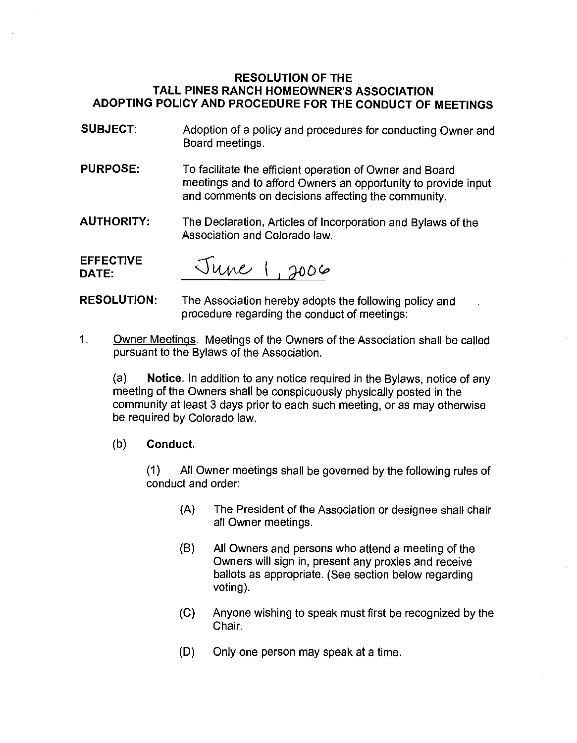# RESOLUTION OF THE TALL PINES RANCH HOMEOWNER'S ASSOCIATION ADOPTING POLICY AND PROCEDURE FOR THE CONDUCT OF MEETINGS

**SUBJECT:** Adoption of a policy and procedures for conducting Owner and Board meetings.

**PURPOSE:** To facilitate the efficient operation of Owner and Board meetings and to afford Owners an opportunity to provide input and comments on decisions affecting the community.

**AUTHORITY:** The Declaration, Articles of Incorporation and Bylaws of the Association and Colorado law.

**EFFECTIVE DATE:** June 1, 2006

**RESOLUTION:** The Association hereby adopts the following policy and procedure regarding the conduct of meetings:

1. Owner Meetings. Meetings of the Owners of the Association shall be called pursuant to the Bylaws of the Association.

   (a) **Notice**. In addition to any notice required in the Bylaws, notice of any meeting of the Owners shall be conspicuously physically posted in the community at least 3 days prior to each such meeting, or as may otherwise be required by Colorado law.

   (b) **Conduct**.

      (1) All Owner meetings shall be governed by the following rules of conduct and order:

         (A) The President of the Association or designee shall chair all Owner meetings.

         (B) All Owners and persons who attend a meeting of the Owners will sign in, present any proxies and receive ballots as appropriate. (See section below regarding voting).

         (C) Anyone wishing to speak must first be recognized by the Chair.

         (D) Only one person may speak at a time.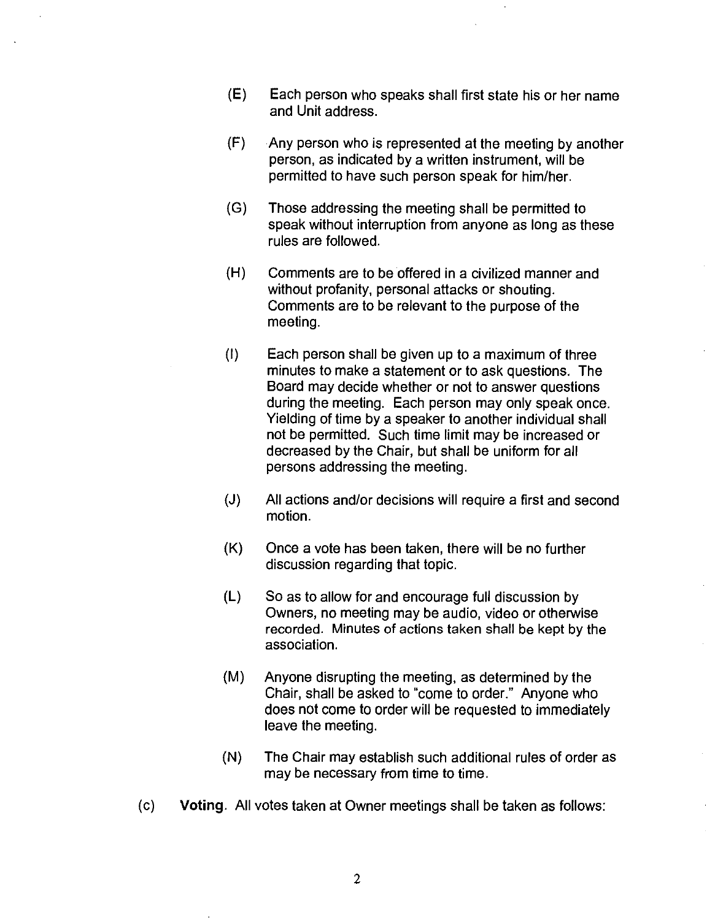(E) Each person who speaks shall first state his or her name and Unit address.

(F) Any person who is represented at the meeting by another person, as indicated by a written instrument, will be permitted to have such person speak for him/her.

(G) Those addressing the meeting shall be permitted to speak without interruption from anyone as long as these rules are followed.

(H) Comments are to be offered in a civilized manner and without profanity, personal attacks or shouting. Comments are to be relevant to the purpose of the meeting.

(I) Each person shall be given up to a maximum of three minutes to make a statement or to ask questions. The Board may decide whether or not to answer questions during the meeting. Each person may only speak once. Yielding of time by a speaker to another individual shall not be permitted. Such time limit may be increased or decreased by the Chair, but shall be uniform for all persons addressing the meeting.

(J) All actions and/or decisions will require a first and second motion.

(K) Once a vote has been taken, there will be no further discussion regarding that topic.

(L) So as to allow for and encourage full discussion by Owners, no meeting may be audio, video or otherwise recorded. Minutes of actions taken shall be kept by the association.

(M) Anyone disrupting the meeting, as determined by the Chair, shall be asked to "come to order." Anyone who does not come to order will be requested to immediately leave the meeting.

(N) The Chair may establish such additional rules of order as may be necessary from time to time.

(c) **Voting**. All votes taken at Owner meetings shall be taken as follows: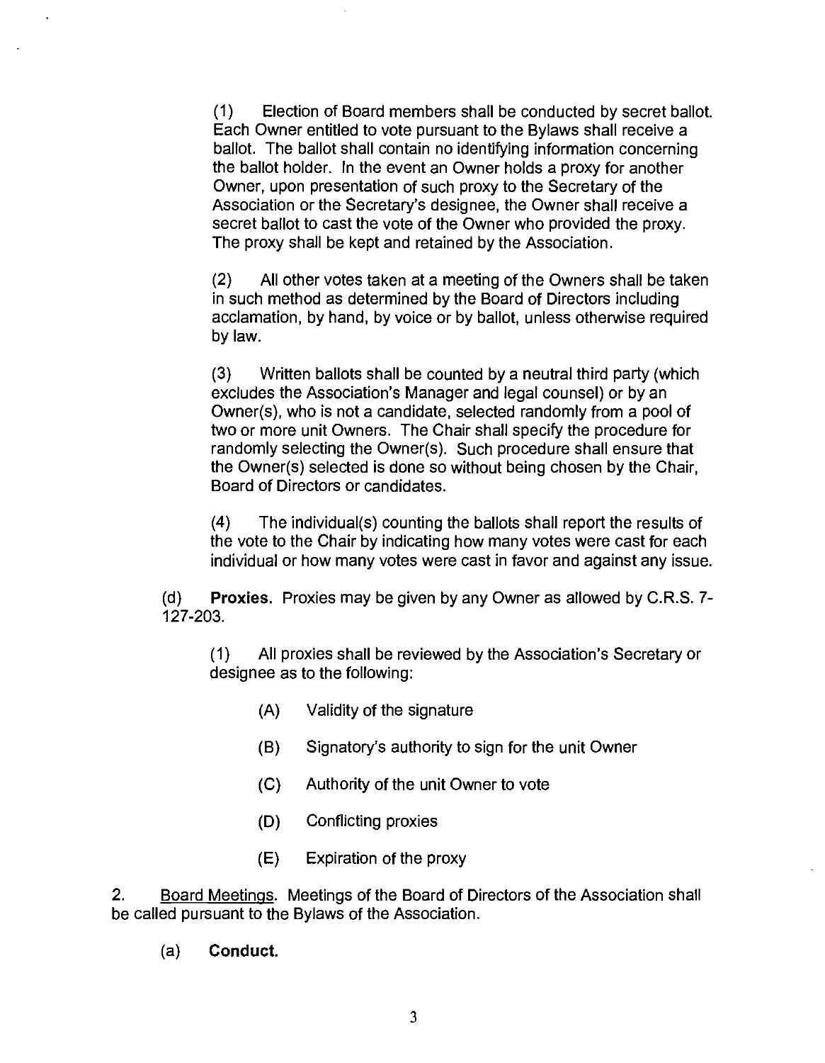(1) Election of Board members shall be conducted by secret ballot. Each Owner entitled to vote pursuant to the Bylaws shall receive a ballot. The ballot shall contain no identifying information concerning the ballot holder. In the event an Owner holds a proxy for another Owner, upon presentation of such proxy to the Secretary of the Association or the Secretary's designee, the Owner shall receive a secret ballot to cast the vote of the Owner who provided the proxy. The proxy shall be kept and retained by the Association.

(2) All other votes taken at a meeting of the Owners shall be taken in such method as determined by the Board of Directors including acclamation, by hand, by voice or by ballot, unless otherwise required by law.

(3) Written ballots shall be counted by a neutral third party (which excludes the Association's Manager and legal counsel) or by an Owner(s), who is not a candidate, selected randomly from a pool of two or more unit Owners. The Chair shall specify the procedure for randomly selecting the Owner(s). Such procedure shall ensure that the Owner(s) selected is done so without being chosen by the Chair, Board of Directors or candidates.

(4) The individual(s) counting the ballots shall report the results of the vote to the Chair by indicating how many votes were cast for each individual or how many votes were cast in favor and against any issue.

(d) **Proxies.** Proxies may be given by any Owner as allowed by C.R.S. 7-127-203.

(1) All proxies shall be reviewed by the Association's Secretary or designee as to the following:

(A) Validity of the signature

(B) Signatory's authority to sign for the unit Owner

(C) Authority of the unit Owner to vote

(D) Conflicting proxies

(E) Expiration of the proxy

2. Board Meetings. Meetings of the Board of Directors of the Association shall be called pursuant to the Bylaws of the Association.

(a) **Conduct.**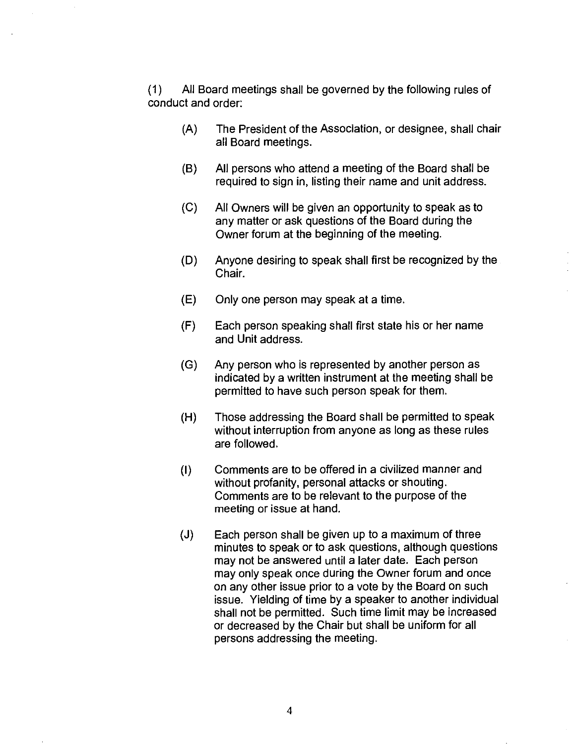(1) All Board meetings shall be governed by the following rules of conduct and order:

(A) The President of the Association, or designee, shall chair all Board meetings.

(B) All persons who attend a meeting of the Board shall be required to sign in, listing their name and unit address.

(C) All Owners will be given an opportunity to speak as to any matter or ask questions of the Board during the Owner forum at the beginning of the meeting.

(D) Anyone desiring to speak shall first be recognized by the Chair.

(E) Only one person may speak at a time.

(F) Each person speaking shall first state his or her name and Unit address.

(G) Any person who is represented by another person as indicated by a written instrument at the meeting shall be permitted to have such person speak for them.

(H) Those addressing the Board shall be permitted to speak without interruption from anyone as long as these rules are followed.

(I) Comments are to be offered in a civilized manner and without profanity, personal attacks or shouting. Comments are to be relevant to the purpose of the meeting or issue at hand.

(J) Each person shall be given up to a maximum of three minutes to speak or to ask questions, although questions may not be answered until a later date. Each person may only speak once during the Owner forum and once on any other issue prior to a vote by the Board on such issue. Yielding of time by a speaker to another individual shall not be permitted. Such time limit may be increased or decreased by the Chair but shall be uniform for all persons addressing the meeting.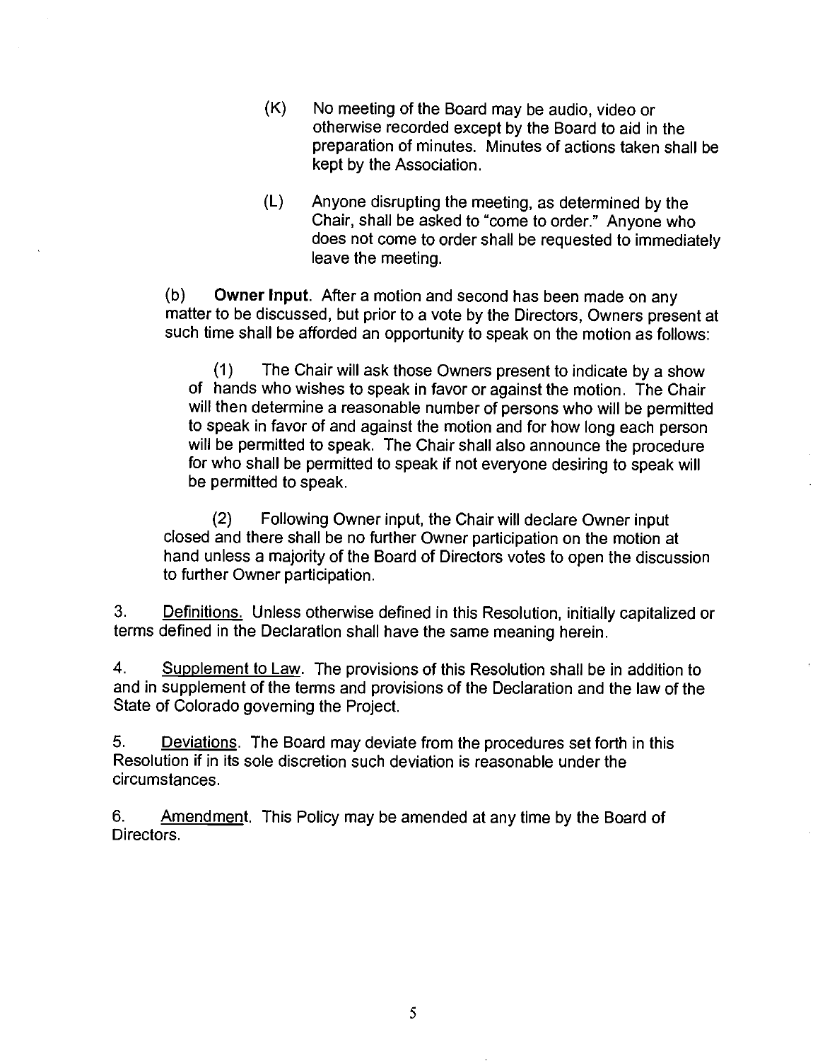(K) No meeting of the Board may be audio, video or otherwise recorded except by the Board to aid in the preparation of minutes. Minutes of actions taken shall be kept by the Association.

(L) Anyone disrupting the meeting, as determined by the Chair, shall be asked to "come to order." Anyone who does not come to order shall be requested to immediately leave the meeting.

(b) **Owner Input**. After a motion and second has been made on any matter to be discussed, but prior to a vote by the Directors, Owners present at such time shall be afforded an opportunity to speak on the motion as follows:

(1) The Chair will ask those Owners present to indicate by a show of hands who wishes to speak in favor or against the motion. The Chair will then determine a reasonable number of persons who will be permitted to speak in favor of and against the motion and for how long each person will be permitted to speak. The Chair shall also announce the procedure for who shall be permitted to speak if not everyone desiring to speak will be permitted to speak.

(2) Following Owner input, the Chair will declare Owner input closed and there shall be no further Owner participation on the motion at hand unless a majority of the Board of Directors votes to open the discussion to further Owner participation.

3. <u>Definitions.</u> Unless otherwise defined in this Resolution, initially capitalized or terms defined in the Declaration shall have the same meaning herein.

4. <u>Supplement to Law</u>. The provisions of this Resolution shall be in addition to and in supplement of the terms and provisions of the Declaration and the law of the State of Colorado governing the Project.

5. <u>Deviations</u>. The Board may deviate from the procedures set forth in this Resolution if in its sole discretion such deviation is reasonable under the circumstances.

6. <u>Amendment</u>. This Policy may be amended at any time by the Board of Directors.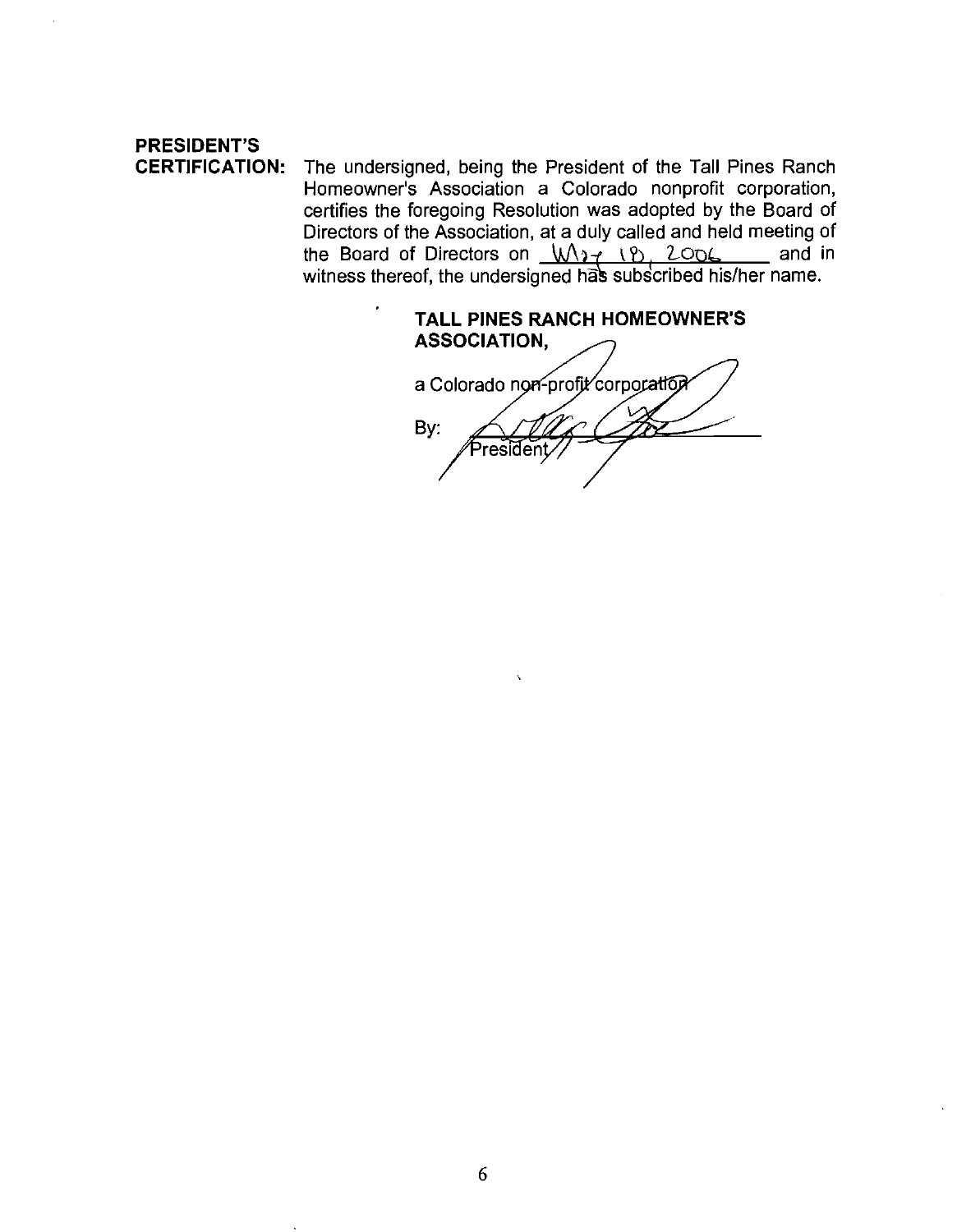**PRESIDENT'S CERTIFICATION:** The undersigned, being the President of the Tall Pines Ranch Homeowner's Association a Colorado nonprofit corporation, certifies the foregoing Resolution was adopted by the Board of Directors of the Association, at a duly called and held meeting of the Board of Directors on May 18, 2006 and in witness thereof, the undersigned has subscribed his/her name.

**TALL PINES RANCH HOMEOWNER'S ASSOCIATION,**

a Colorado non-profit corporation

By: ____________________
President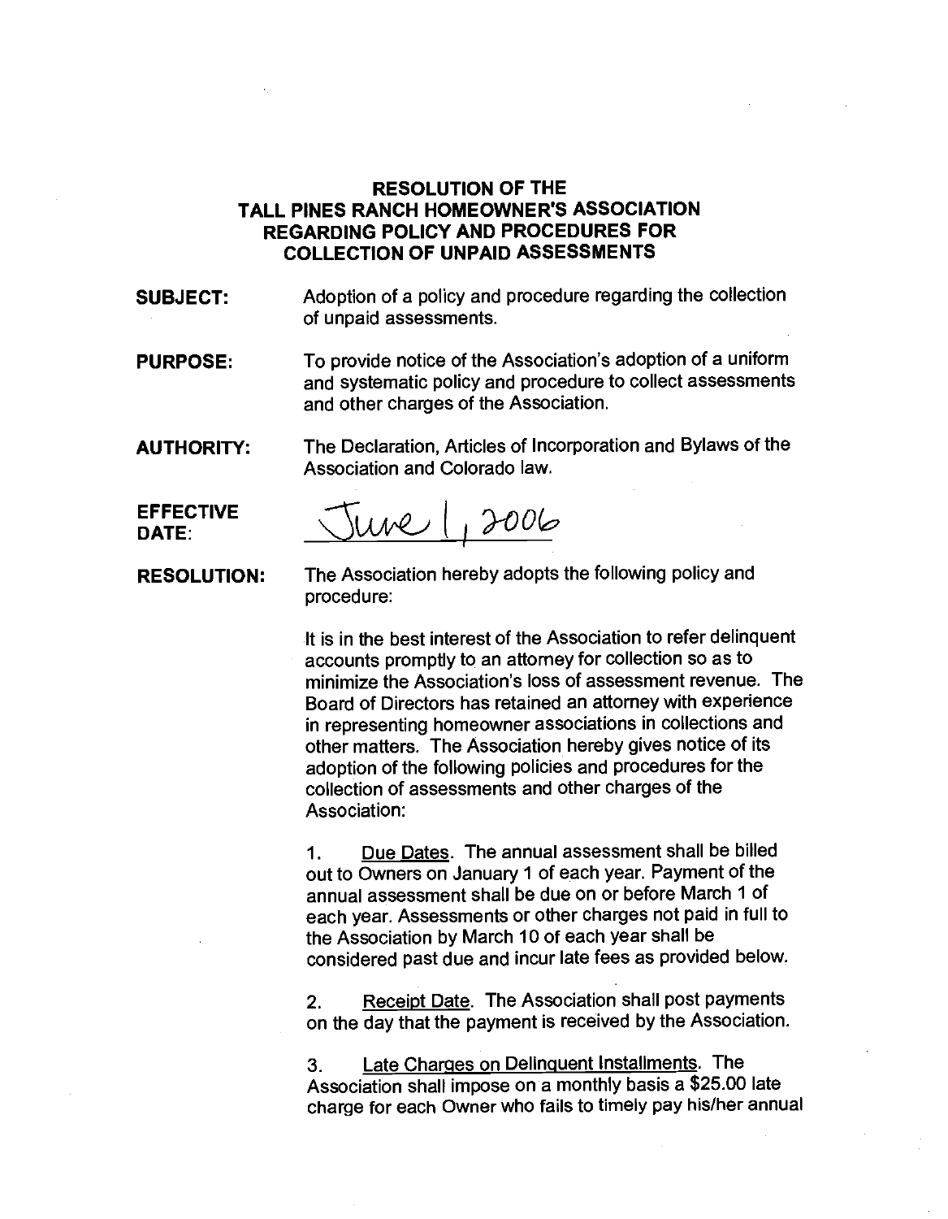**RESOLUTION OF THE**
**TALL PINES RANCH HOMEOWNER'S ASSOCIATION**
**REGARDING POLICY AND PROCEDURES FOR**
**COLLECTION OF UNPAID ASSESSMENTS**

**SUBJECT:** Adoption of a policy and procedure regarding the collection of unpaid assessments.

**PURPOSE:** To provide notice of the Association's adoption of a uniform and systematic policy and procedure to collect assessments and other charges of the Association.

**AUTHORITY:** The Declaration, Articles of Incorporation and Bylaws of the Association and Colorado law.

**EFFECTIVE DATE:** June 1, 2006

**RESOLUTION:** The Association hereby adopts the following policy and procedure:

It is in the best interest of the Association to refer delinquent accounts promptly to an attorney for collection so as to minimize the Association's loss of assessment revenue. The Board of Directors has retained an attorney with experience in representing homeowner associations in collections and other matters. The Association hereby gives notice of its adoption of the following policies and procedures for the collection of assessments and other charges of the Association:

1. Due Dates. The annual assessment shall be billed out to Owners on January 1 of each year. Payment of the annual assessment shall be due on or before March 1 of each year. Assessments or other charges not paid in full to the Association by March 10 of each year shall be considered past due and incur late fees as provided below.

2. Receipt Date. The Association shall post payments on the day that the payment is received by the Association.

3. Late Charges on Delinquent Installments. The Association shall impose on a monthly basis a $25.00 late charge for each Owner who fails to timely pay his/her annual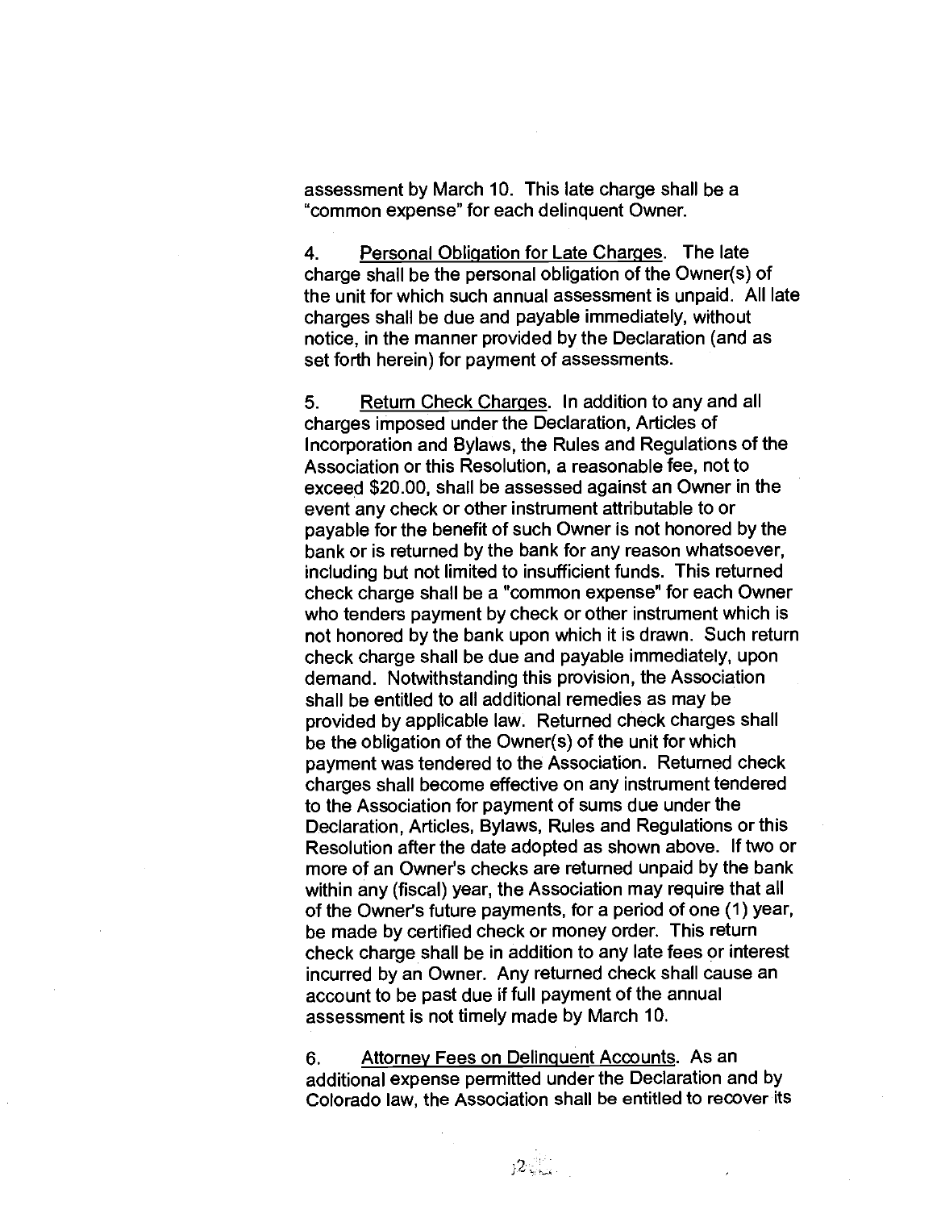assessment by March 10. This late charge shall be a "common expense" for each delinquent Owner.

4. Personal Obligation for Late Charges. The late charge shall be the personal obligation of the Owner(s) of the unit for which such annual assessment is unpaid. All late charges shall be due and payable immediately, without notice, in the manner provided by the Declaration (and as set forth herein) for payment of assessments.

5. Return Check Charges. In addition to any and all charges imposed under the Declaration, Articles of Incorporation and Bylaws, the Rules and Regulations of the Association or this Resolution, a reasonable fee, not to exceed $20.00, shall be assessed against an Owner in the event any check or other instrument attributable to or payable for the benefit of such Owner is not honored by the bank or is returned by the bank for any reason whatsoever, including but not limited to insufficient funds. This returned check charge shall be a "common expense" for each Owner who tenders payment by check or other instrument which is not honored by the bank upon which it is drawn. Such return check charge shall be due and payable immediately, upon demand. Notwithstanding this provision, the Association shall be entitled to all additional remedies as may be provided by applicable law. Returned check charges shall be the obligation of the Owner(s) of the unit for which payment was tendered to the Association. Returned check charges shall become effective on any instrument tendered to the Association for payment of sums due under the Declaration, Articles, Bylaws, Rules and Regulations or this Resolution after the date adopted as shown above. If two or more of an Owner's checks are returned unpaid by the bank within any (fiscal) year, the Association may require that all of the Owner's future payments, for a period of one (1) year, be made by certified check or money order. This return check charge shall be in addition to any late fees or interest incurred by an Owner. Any returned check shall cause an account to be past due if full payment of the annual assessment is not timely made by March 10.

6. Attorney Fees on Delinquent Accounts. As an additional expense permitted under the Declaration and by Colorado law, the Association shall be entitled to recover its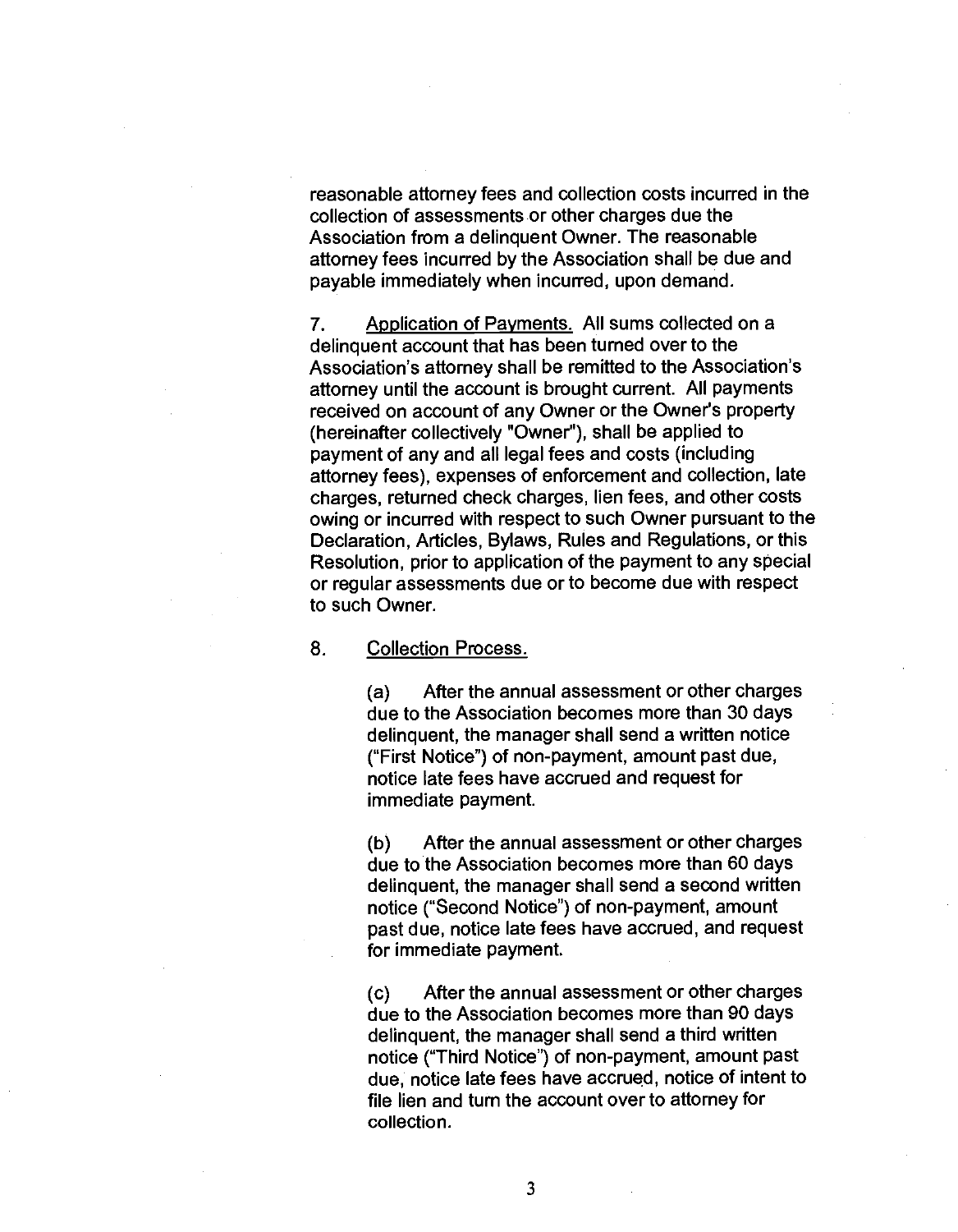reasonable attorney fees and collection costs incurred in the collection of assessments or other charges due the Association from a delinquent Owner. The reasonable attorney fees incurred by the Association shall be due and payable immediately when incurred, upon demand.

7. Application of Payments. All sums collected on a delinquent account that has been turned over to the Association's attorney shall be remitted to the Association's attorney until the account is brought current. All payments received on account of any Owner or the Owner's property (hereinafter collectively "Owner"), shall be applied to payment of any and all legal fees and costs (including attorney fees), expenses of enforcement and collection, late charges, returned check charges, lien fees, and other costs owing or incurred with respect to such Owner pursuant to the Declaration, Articles, Bylaws, Rules and Regulations, or this Resolution, prior to application of the payment to any special or regular assessments due or to become due with respect to such Owner.

8. Collection Process.

(a) After the annual assessment or other charges due to the Association becomes more than 30 days delinquent, the manager shall send a written notice ("First Notice") of non-payment, amount past due, notice late fees have accrued and request for immediate payment.

(b) After the annual assessment or other charges due to the Association becomes more than 60 days delinquent, the manager shall send a second written notice ("Second Notice") of non-payment, amount past due, notice late fees have accrued, and request for immediate payment.

(c) After the annual assessment or other charges due to the Association becomes more than 90 days delinquent, the manager shall send a third written notice ("Third Notice") of non-payment, amount past due, notice late fees have accrued, notice of intent to file lien and turn the account over to attorney for collection.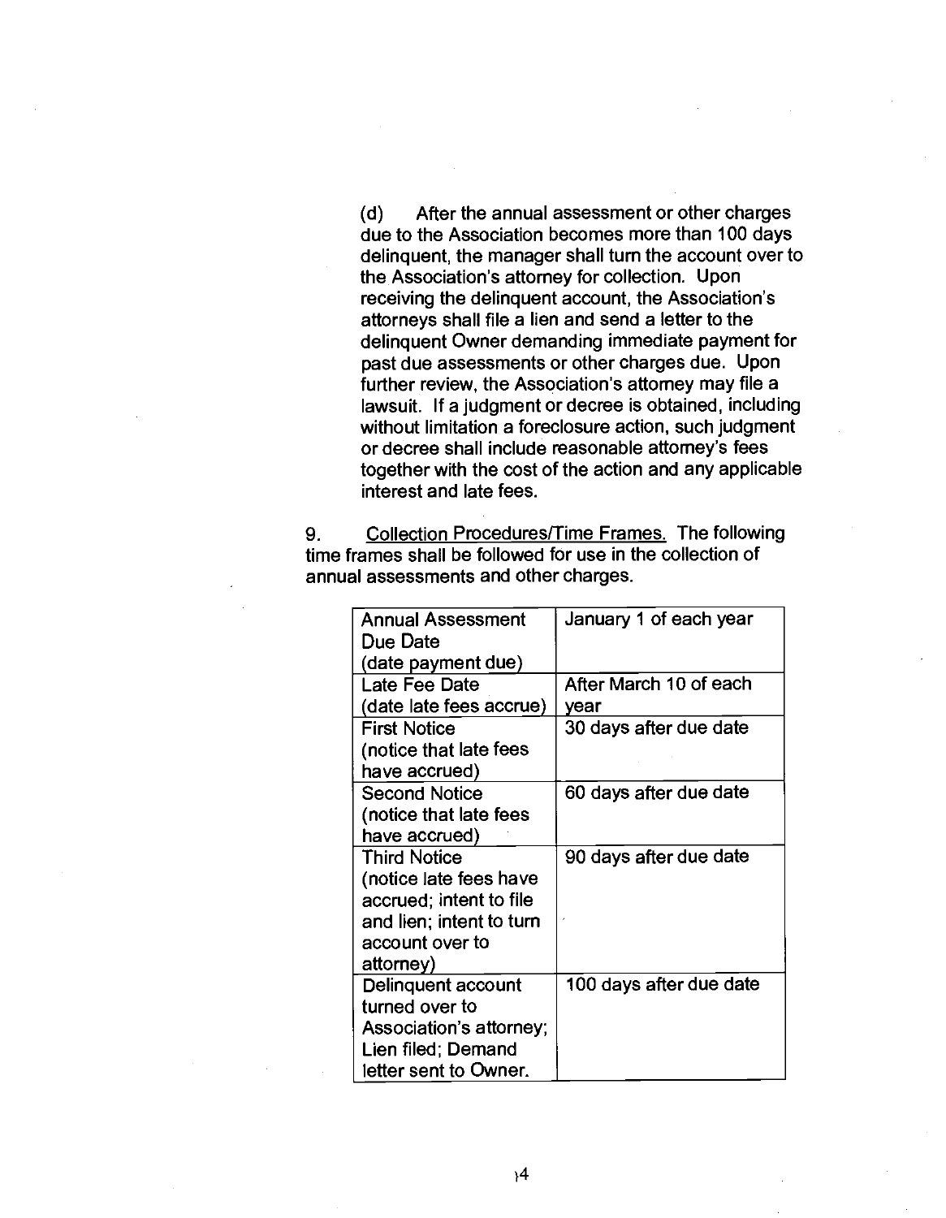(d) After the annual assessment or other charges due to the Association becomes more than 100 days delinquent, the manager shall turn the account over to the Association's attorney for collection. Upon receiving the delinquent account, the Association's attorneys shall file a lien and send a letter to the delinquent Owner demanding immediate payment for past due assessments or other charges due. Upon further review, the Association's attorney may file a lawsuit. If a judgment or decree is obtained, including without limitation a foreclosure action, such judgment or decree shall include reasonable attorney's fees together with the cost of the action and any applicable interest and late fees.

9. Collection Procedures/Time Frames. The following time frames shall be followed for use in the collection of annual assessments and other charges.

| | |
|---|---|
| Annual Assessment Due Date (date payment due) | January 1 of each year |
| Late Fee Date (date late fees accrue) | After March 10 of each year |
| First Notice (notice that late fees have accrued) | 30 days after due date |
| Second Notice (notice that late fees have accrued) | 60 days after due date |
| Third Notice (notice late fees have accrued; intent to file and lien; intent to turn account over to attorney) | 90 days after due date |
| Delinquent account turned over to Association's attorney; Lien filed; Demand letter sent to Owner. | 100 days after due date |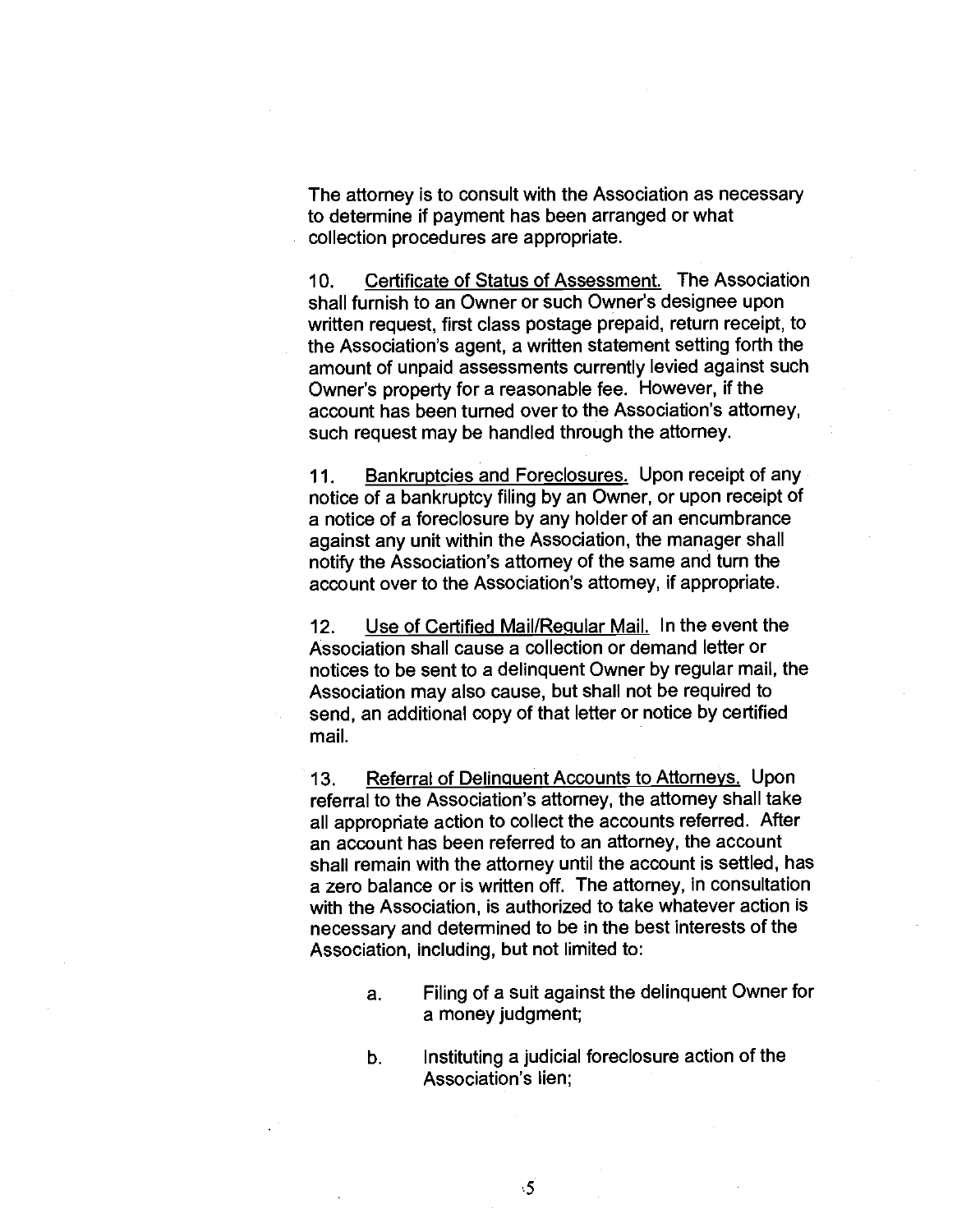The attorney is to consult with the Association as necessary to determine if payment has been arranged or what collection procedures are appropriate.

10. Certificate of Status of Assessment. The Association shall furnish to an Owner or such Owner's designee upon written request, first class postage prepaid, return receipt, to the Association's agent, a written statement setting forth the amount of unpaid assessments currently levied against such Owner's property for a reasonable fee. However, if the account has been turned over to the Association's attorney, such request may be handled through the attorney.

11. Bankruptcies and Foreclosures. Upon receipt of any notice of a bankruptcy filing by an Owner, or upon receipt of a notice of a foreclosure by any holder of an encumbrance against any unit within the Association, the manager shall notify the Association's attorney of the same and turn the account over to the Association's attorney, if appropriate.

12. Use of Certified Mail/Regular Mail. In the event the Association shall cause a collection or demand letter or notices to be sent to a delinquent Owner by regular mail, the Association may also cause, but shall not be required to send, an additional copy of that letter or notice by certified mail.

13. Referral of Delinquent Accounts to Attorneys. Upon referral to the Association's attorney, the attorney shall take all appropriate action to collect the accounts referred. After an account has been referred to an attorney, the account shall remain with the attorney until the account is settled, has a zero balance or is written off. The attorney, in consultation with the Association, is authorized to take whatever action is necessary and determined to be in the best interests of the Association, including, but not limited to:

a. Filing of a suit against the delinquent Owner for a money judgment;

b. Instituting a judicial foreclosure action of the Association's lien;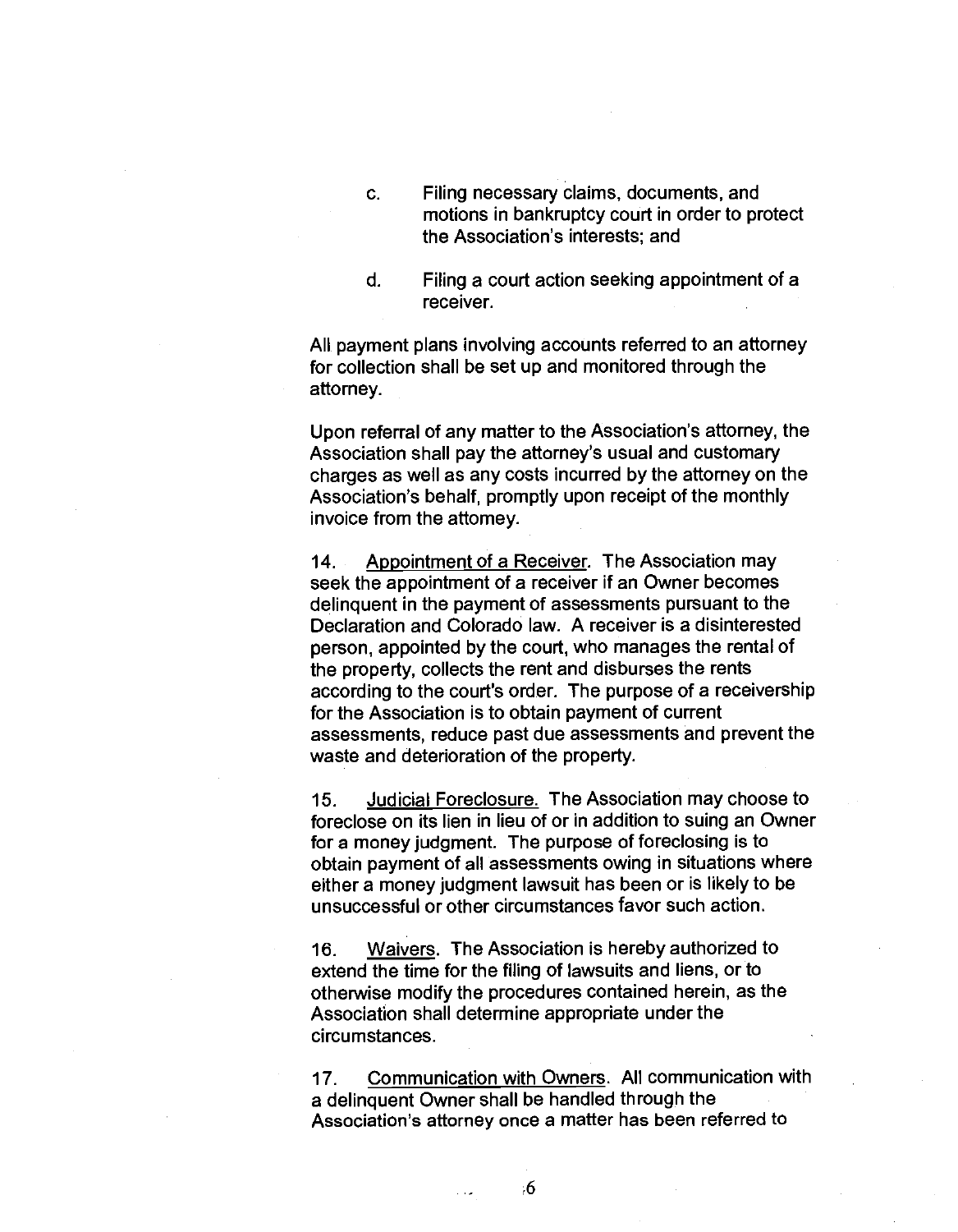c. Filing necessary claims, documents, and motions in bankruptcy court in order to protect the Association's interests; and

d. Filing a court action seeking appointment of a receiver.

All payment plans involving accounts referred to an attorney for collection shall be set up and monitored through the attorney.

Upon referral of any matter to the Association's attorney, the Association shall pay the attorney's usual and customary charges as well as any costs incurred by the attorney on the Association's behalf, promptly upon receipt of the monthly invoice from the attorney.

14. Appointment of a Receiver. The Association may seek the appointment of a receiver if an Owner becomes delinquent in the payment of assessments pursuant to the Declaration and Colorado law. A receiver is a disinterested person, appointed by the court, who manages the rental of the property, collects the rent and disburses the rents according to the court's order. The purpose of a receivership for the Association is to obtain payment of current assessments, reduce past due assessments and prevent the waste and deterioration of the property.

15. Judicial Foreclosure. The Association may choose to foreclose on its lien in lieu of or in addition to suing an Owner for a money judgment. The purpose of foreclosing is to obtain payment of all assessments owing in situations where either a money judgment lawsuit has been or is likely to be unsuccessful or other circumstances favor such action.

16. Waivers. The Association is hereby authorized to extend the time for the filing of lawsuits and liens, or to otherwise modify the procedures contained herein, as the Association shall determine appropriate under the circumstances.

17. Communication with Owners. All communication with a delinquent Owner shall be handled through the Association's attorney once a matter has been referred to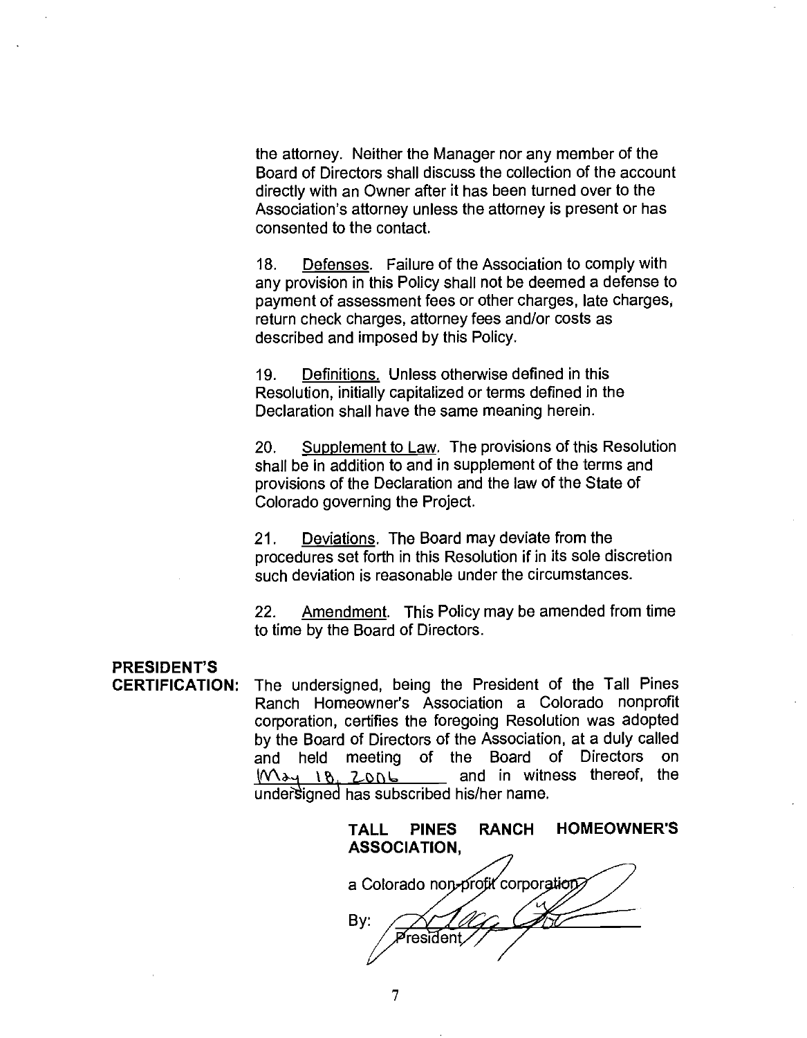the attorney. Neither the Manager nor any member of the Board of Directors shall discuss the collection of the account directly with an Owner after it has been turned over to the Association's attorney unless the attorney is present or has consented to the contact.

18. Defenses. Failure of the Association to comply with any provision in this Policy shall not be deemed a defense to payment of assessment fees or other charges, late charges, return check charges, attorney fees and/or costs as described and imposed by this Policy.

19. Definitions. Unless otherwise defined in this Resolution, initially capitalized or terms defined in the Declaration shall have the same meaning herein.

20. Supplement to Law. The provisions of this Resolution shall be in addition to and in supplement of the terms and provisions of the Declaration and the law of the State of Colorado governing the Project.

21. Deviations. The Board may deviate from the procedures set forth in this Resolution if in its sole discretion such deviation is reasonable under the circumstances.

22. Amendment. This Policy may be amended from time to time by the Board of Directors.

**PRESIDENT'S CERTIFICATION:** The undersigned, being the President of the Tall Pines Ranch Homeowner's Association a Colorado nonprofit corporation, certifies the foregoing Resolution was adopted by the Board of Directors of the Association, at a duly called and held meeting of the Board of Directors on May 18, 2006 and in witness thereof, the undersigned has subscribed his/her name.

**TALL PINES RANCH HOMEOWNER'S ASSOCIATION,**

a Colorado non-profit corporation

By: ______________________
President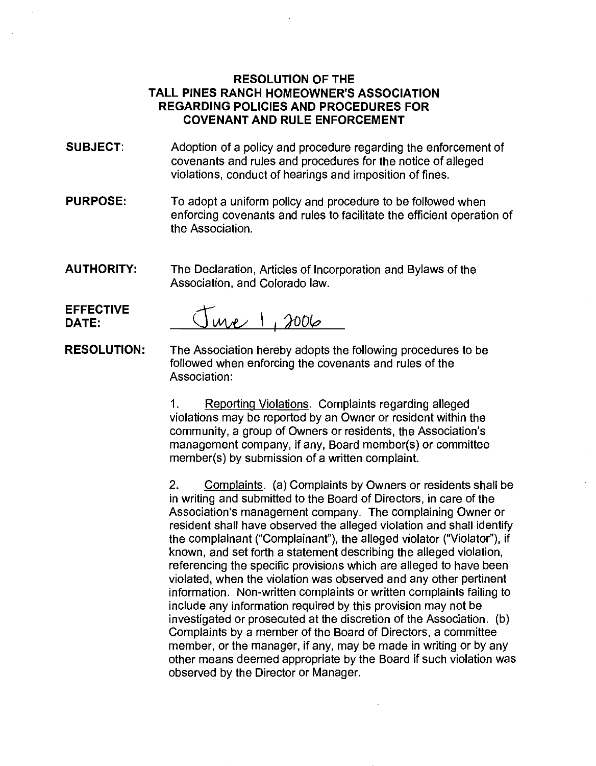# RESOLUTION OF THE TALL PINES RANCH HOMEOWNER'S ASSOCIATION REGARDING POLICIES AND PROCEDURES FOR COVENANT AND RULE ENFORCEMENT

**SUBJECT:** Adoption of a policy and procedure regarding the enforcement of covenants and rules and procedures for the notice of alleged violations, conduct of hearings and imposition of fines.

**PURPOSE:** To adopt a uniform policy and procedure to be followed when enforcing covenants and rules to facilitate the efficient operation of the Association.

**AUTHORITY:** The Declaration, Articles of Incorporation and Bylaws of the Association, and Colorado law.

**EFFECTIVE DATE:** June 1, 2006

**RESOLUTION:** The Association hereby adopts the following procedures to be followed when enforcing the covenants and rules of the Association:

1. Reporting Violations. Complaints regarding alleged violations may be reported by an Owner or resident within the community, a group of Owners or residents, the Association's management company, if any, Board member(s) or committee member(s) by submission of a written complaint.

2. Complaints. (a) Complaints by Owners or residents shall be in writing and submitted to the Board of Directors, in care of the Association's management company. The complaining Owner or resident shall have observed the alleged violation and shall identify the complainant ("Complainant"), the alleged violator ("Violator"), if known, and set forth a statement describing the alleged violation, referencing the specific provisions which are alleged to have been violated, when the violation was observed and any other pertinent information. Non-written complaints or written complaints failing to include any information required by this provision may not be investigated or prosecuted at the discretion of the Association. (b) Complaints by a member of the Board of Directors, a committee member, or the manager, if any, may be made in writing or by any other means deemed appropriate by the Board if such violation was observed by the Director or Manager.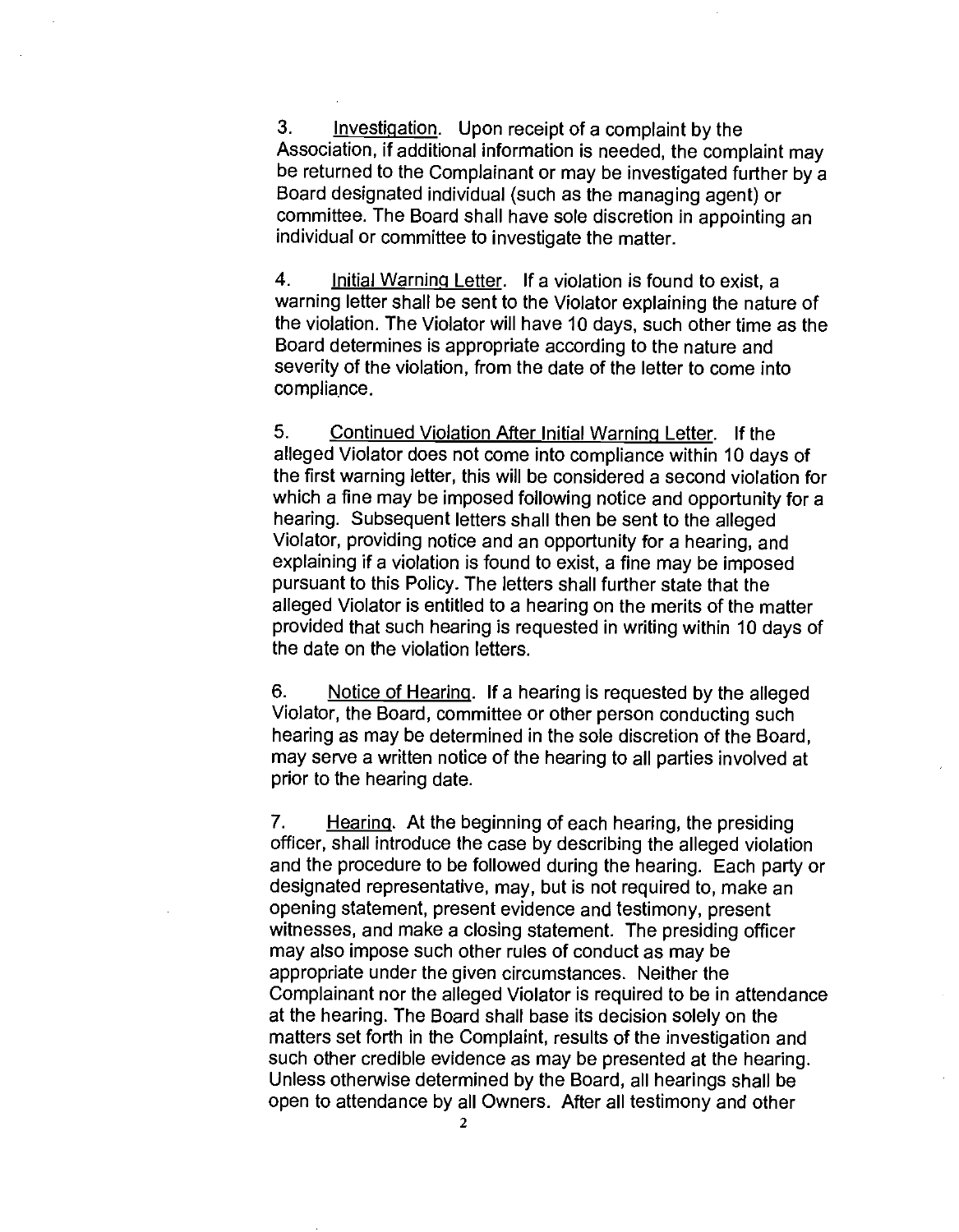3. Investigation. Upon receipt of a complaint by the Association, if additional information is needed, the complaint may be returned to the Complainant or may be investigated further by a Board designated individual (such as the managing agent) or committee. The Board shall have sole discretion in appointing an individual or committee to investigate the matter.

4. Initial Warning Letter. If a violation is found to exist, a warning letter shall be sent to the Violator explaining the nature of the violation. The Violator will have 10 days, such other time as the Board determines is appropriate according to the nature and severity of the violation, from the date of the letter to come into compliance.

5. Continued Violation After Initial Warning Letter. If the alleged Violator does not come into compliance within 10 days of the first warning letter, this will be considered a second violation for which a fine may be imposed following notice and opportunity for a hearing. Subsequent letters shall then be sent to the alleged Violator, providing notice and an opportunity for a hearing, and explaining if a violation is found to exist, a fine may be imposed pursuant to this Policy. The letters shall further state that the alleged Violator is entitled to a hearing on the merits of the matter provided that such hearing is requested in writing within 10 days of the date on the violation letters.

6. Notice of Hearing. If a hearing is requested by the alleged Violator, the Board, committee or other person conducting such hearing as may be determined in the sole discretion of the Board, may serve a written notice of the hearing to all parties involved at prior to the hearing date.

7. Hearing. At the beginning of each hearing, the presiding officer, shall introduce the case by describing the alleged violation and the procedure to be followed during the hearing. Each party or designated representative, may, but is not required to, make an opening statement, present evidence and testimony, present witnesses, and make a closing statement. The presiding officer may also impose such other rules of conduct as may be appropriate under the given circumstances. Neither the Complainant nor the alleged Violator is required to be in attendance at the hearing. The Board shall base its decision solely on the matters set forth in the Complaint, results of the investigation and such other credible evidence as may be presented at the hearing. Unless otherwise determined by the Board, all hearings shall be open to attendance by all Owners. After all testimony and other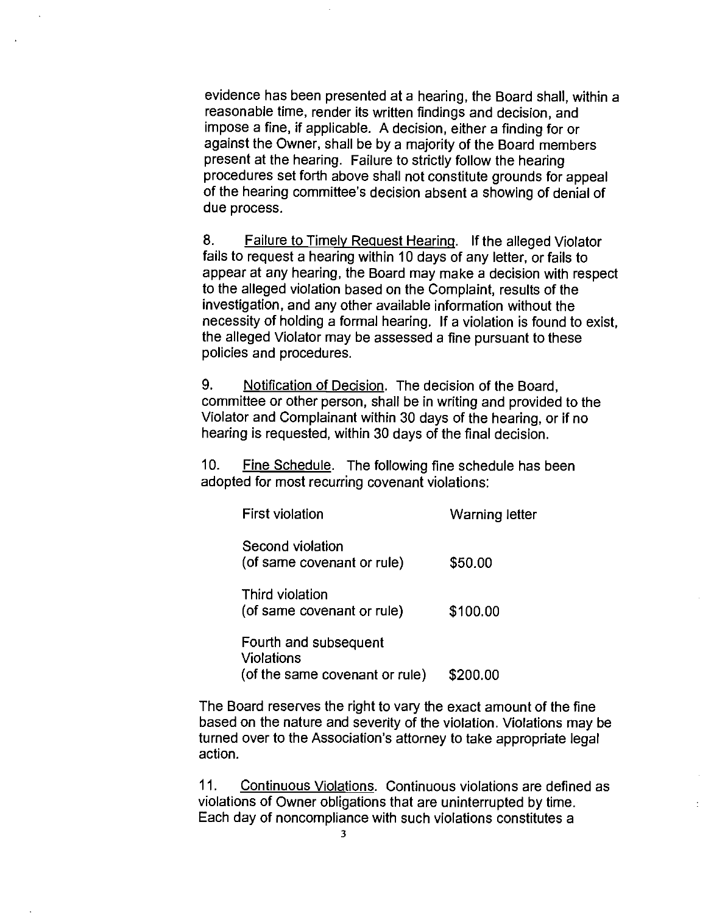evidence has been presented at a hearing, the Board shall, within a reasonable time, render its written findings and decision, and impose a fine, if applicable. A decision, either a finding for or against the Owner, shall be by a majority of the Board members present at the hearing. Failure to strictly follow the hearing procedures set forth above shall not constitute grounds for appeal of the hearing committee's decision absent a showing of denial of due process.

8. Failure to Timely Request Hearing. If the alleged Violator fails to request a hearing within 10 days of any letter, or fails to appear at any hearing, the Board may make a decision with respect to the alleged violation based on the Complaint, results of the investigation, and any other available information without the necessity of holding a formal hearing. If a violation is found to exist, the alleged Violator may be assessed a fine pursuant to these policies and procedures.

9. Notification of Decision. The decision of the Board, committee or other person, shall be in writing and provided to the Violator and Complainant within 30 days of the hearing, or if no hearing is requested, within 30 days of the final decision.

10. Fine Schedule. The following fine schedule has been adopted for most recurring covenant violations:

| | |
|---|---|
| First violation | Warning letter |
| Second violation (of same covenant or rule) | $50.00 |
| Third violation (of same covenant or rule) | $100.00 |
| Fourth and subsequent Violations (of the same covenant or rule) | $200.00 |

The Board reserves the right to vary the exact amount of the fine based on the nature and severity of the violation. Violations may be turned over to the Association's attorney to take appropriate legal action.

11. Continuous Violations. Continuous violations are defined as violations of Owner obligations that are uninterrupted by time. Each day of noncompliance with such violations constitutes a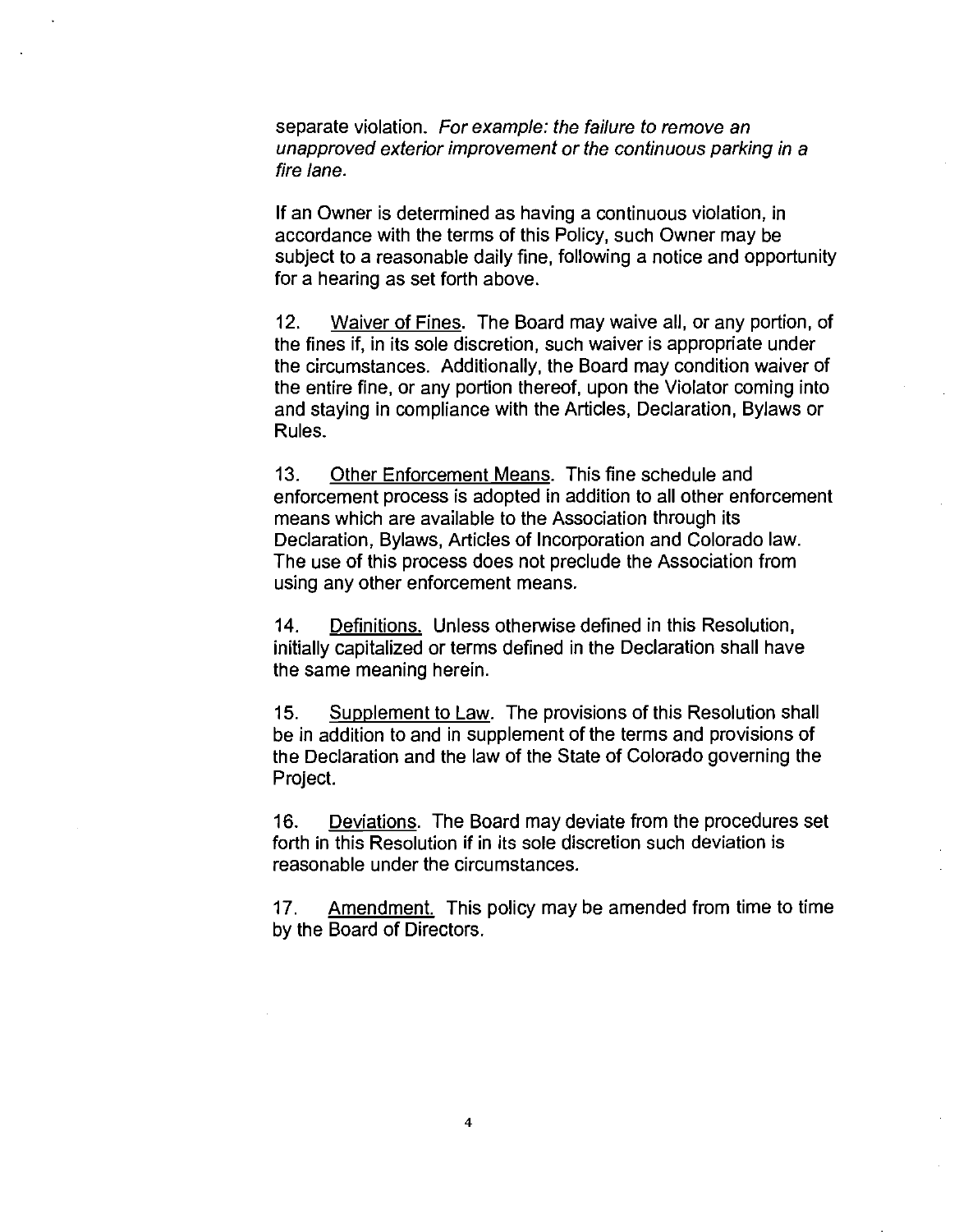separate violation. *For example: the failure to remove an unapproved exterior improvement or the continuous parking in a fire lane.*

If an Owner is determined as having a continuous violation, in accordance with the terms of this Policy, such Owner may be subject to a reasonable daily fine, following a notice and opportunity for a hearing as set forth above.

12. Waiver of Fines. The Board may waive all, or any portion, of the fines if, in its sole discretion, such waiver is appropriate under the circumstances. Additionally, the Board may condition waiver of the entire fine, or any portion thereof, upon the Violator coming into and staying in compliance with the Articles, Declaration, Bylaws or Rules.

13. Other Enforcement Means. This fine schedule and enforcement process is adopted in addition to all other enforcement means which are available to the Association through its Declaration, Bylaws, Articles of Incorporation and Colorado law. The use of this process does not preclude the Association from using any other enforcement means.

14. Definitions. Unless otherwise defined in this Resolution, initially capitalized or terms defined in the Declaration shall have the same meaning herein.

15. Supplement to Law. The provisions of this Resolution shall be in addition to and in supplement of the terms and provisions of the Declaration and the law of the State of Colorado governing the Project.

16. Deviations. The Board may deviate from the procedures set forth in this Resolution if in its sole discretion such deviation is reasonable under the circumstances.

17. Amendment. This policy may be amended from time to time by the Board of Directors.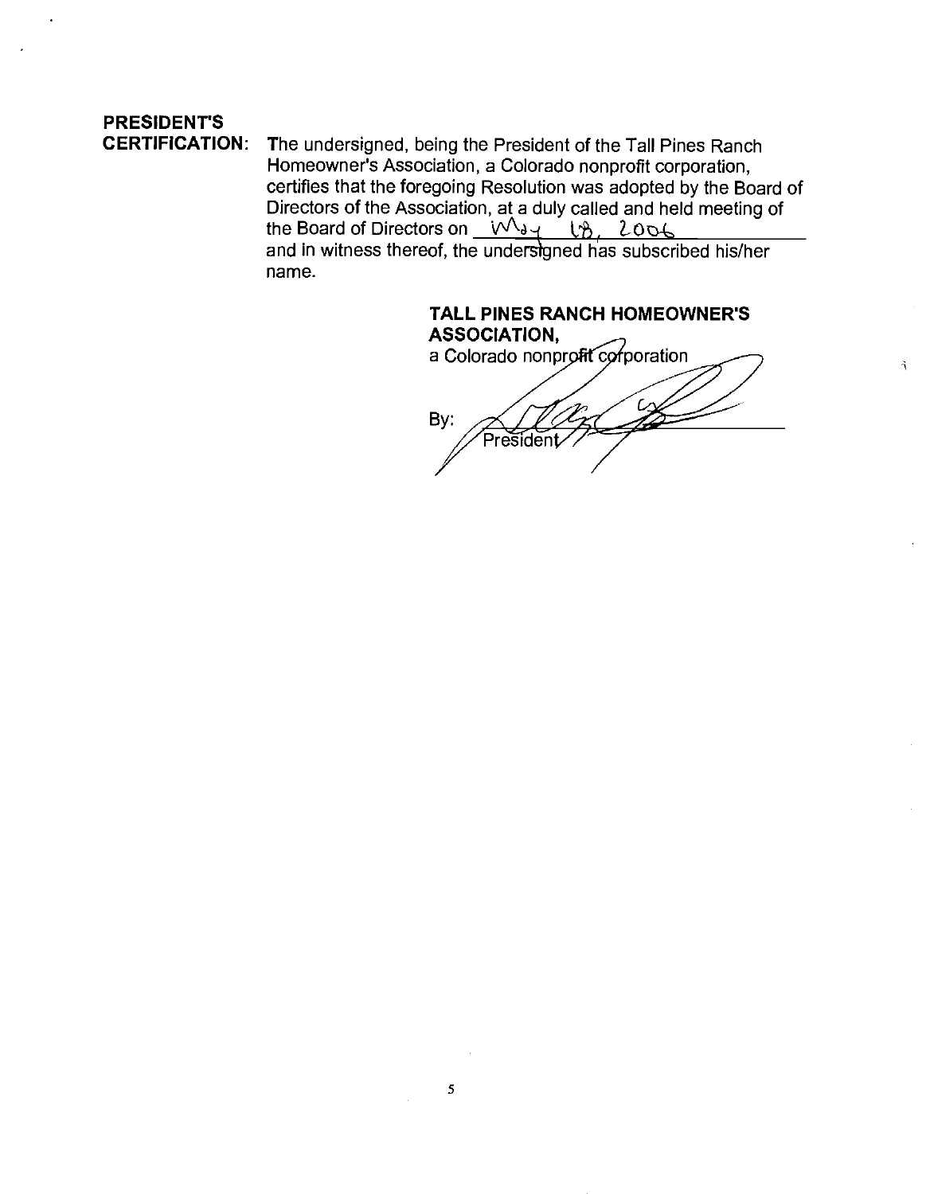**PRESIDENT'S CERTIFICATION:** The undersigned, being the President of the Tall Pines Ranch Homeowner's Association, a Colorado nonprofit corporation, certifies that the foregoing Resolution was adopted by the Board of Directors of the Association, at a duly called and held meeting of the Board of Directors on May 18, 2006 and in witness thereof, the undersigned has subscribed his/her name.

**TALL PINES RANCH HOMEOWNER'S ASSOCIATION,**
a Colorado nonprofit corporation

By: ______________________
President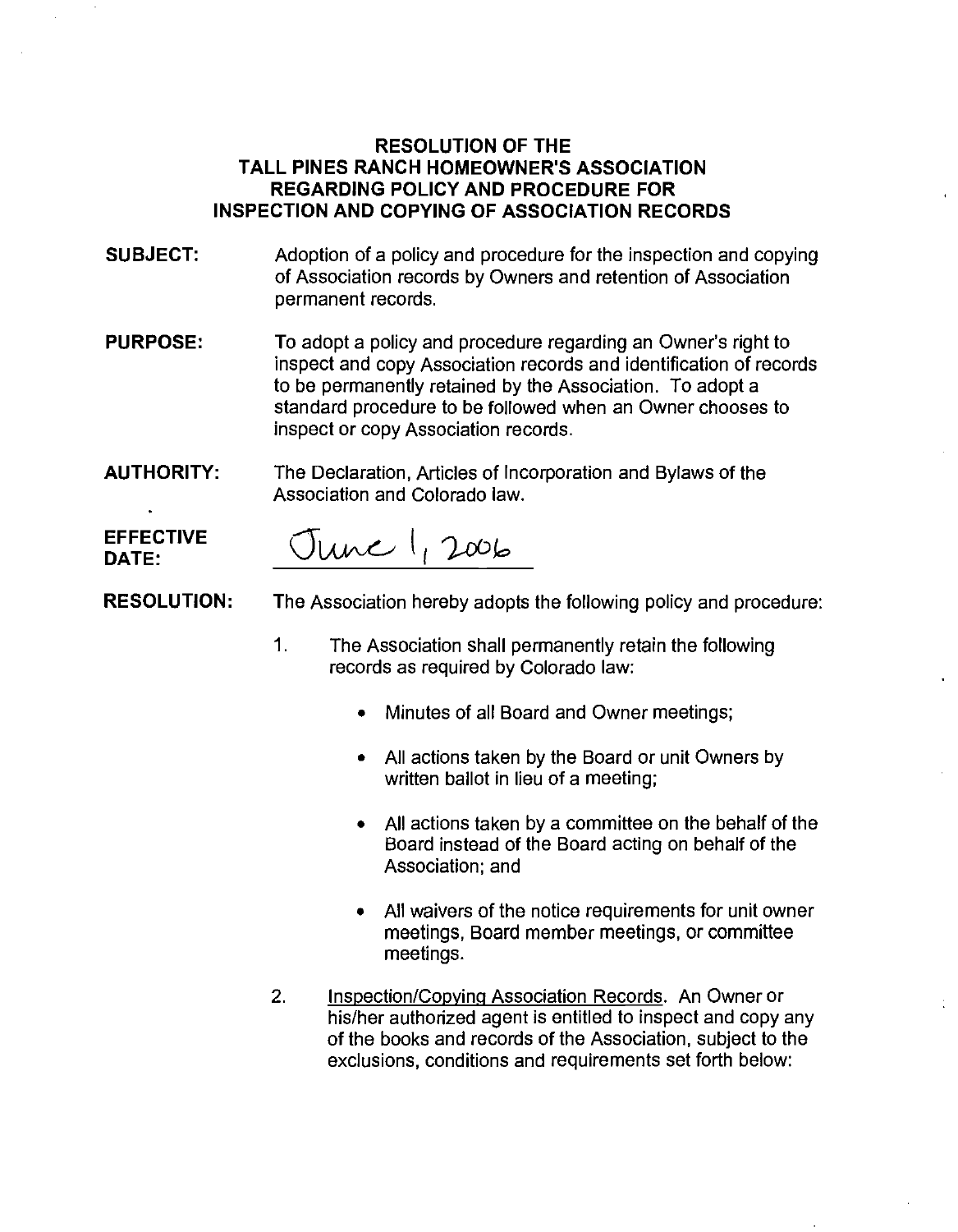# RESOLUTION OF THE TALL PINES RANCH HOMEOWNER'S ASSOCIATION REGARDING POLICY AND PROCEDURE FOR INSPECTION AND COPYING OF ASSOCIATION RECORDS

**SUBJECT:** Adoption of a policy and procedure for the inspection and copying of Association records by Owners and retention of Association permanent records.

**PURPOSE:** To adopt a policy and procedure regarding an Owner's right to inspect and copy Association records and identification of records to be permanently retained by the Association. To adopt a standard procedure to be followed when an Owner chooses to inspect or copy Association records.

**AUTHORITY:** The Declaration, Articles of Incorporation and Bylaws of the Association and Colorado law.

**EFFECTIVE DATE:** June 1, 2006

**RESOLUTION:** The Association hereby adopts the following policy and procedure:

1. The Association shall permanently retain the following records as required by Colorado law:

   - Minutes of all Board and Owner meetings;
   - All actions taken by the Board or unit Owners by written ballot in lieu of a meeting;
   - All actions taken by a committee on the behalf of the Board instead of the Board acting on behalf of the Association; and
   - All waivers of the notice requirements for unit owner meetings, Board member meetings, or committee meetings.

2. Inspection/Copying Association Records. An Owner or his/her authorized agent is entitled to inspect and copy any of the books and records of the Association, subject to the exclusions, conditions and requirements set forth below: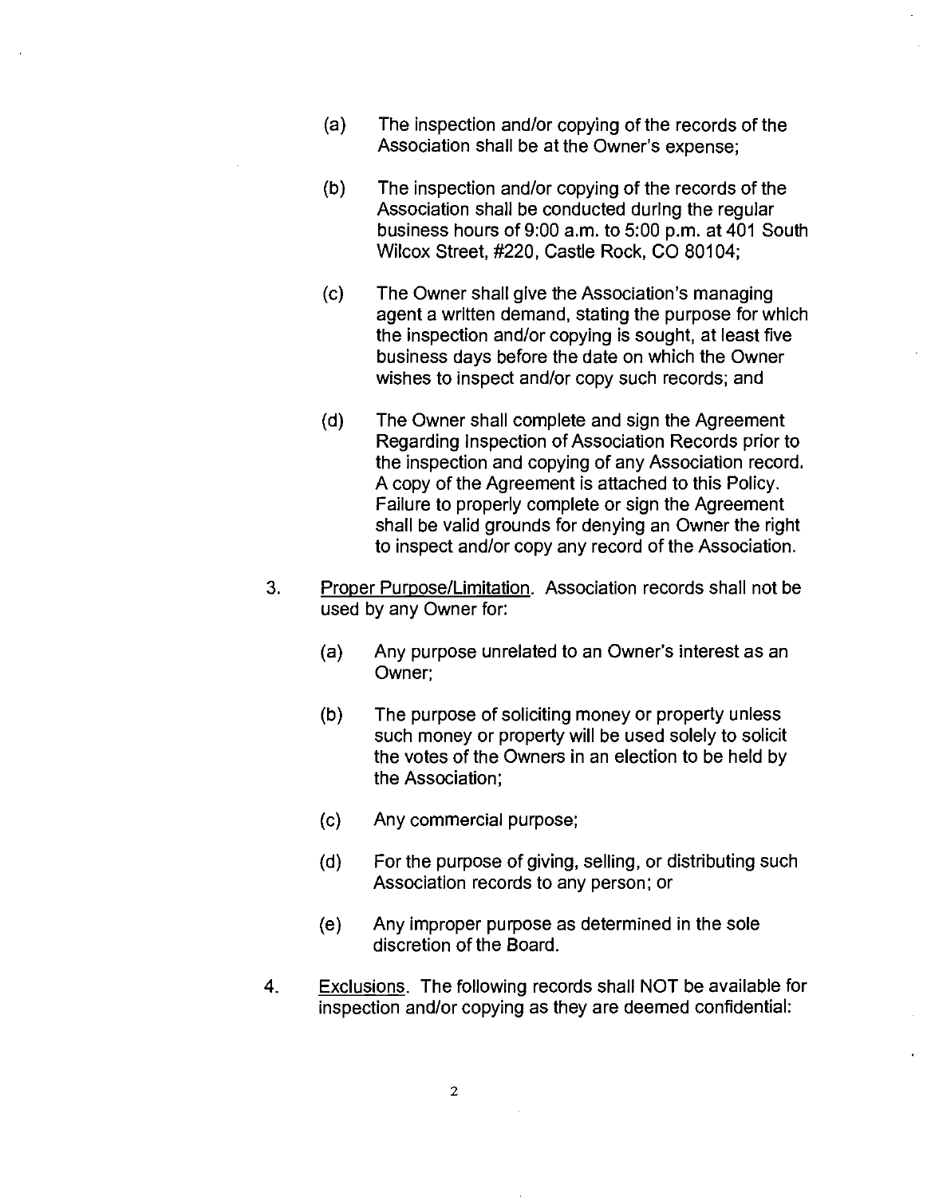(a) The inspection and/or copying of the records of the Association shall be at the Owner's expense;

(b) The inspection and/or copying of the records of the Association shall be conducted during the regular business hours of 9:00 a.m. to 5:00 p.m. at 401 South Wilcox Street, #220, Castle Rock, CO 80104;

(c) The Owner shall give the Association's managing agent a written demand, stating the purpose for which the inspection and/or copying is sought, at least five business days before the date on which the Owner wishes to inspect and/or copy such records; and

(d) The Owner shall complete and sign the Agreement Regarding Inspection of Association Records prior to the inspection and copying of any Association record. A copy of the Agreement is attached to this Policy. Failure to properly complete or sign the Agreement shall be valid grounds for denying an Owner the right to inspect and/or copy any record of the Association.

3. Proper Purpose/Limitation. Association records shall not be used by any Owner for:

(a) Any purpose unrelated to an Owner's interest as an Owner;

(b) The purpose of soliciting money or property unless such money or property will be used solely to solicit the votes of the Owners in an election to be held by the Association;

(c) Any commercial purpose;

(d) For the purpose of giving, selling, or distributing such Association records to any person; or

(e) Any improper purpose as determined in the sole discretion of the Board.

4. Exclusions. The following records shall NOT be available for inspection and/or copying as they are deemed confidential: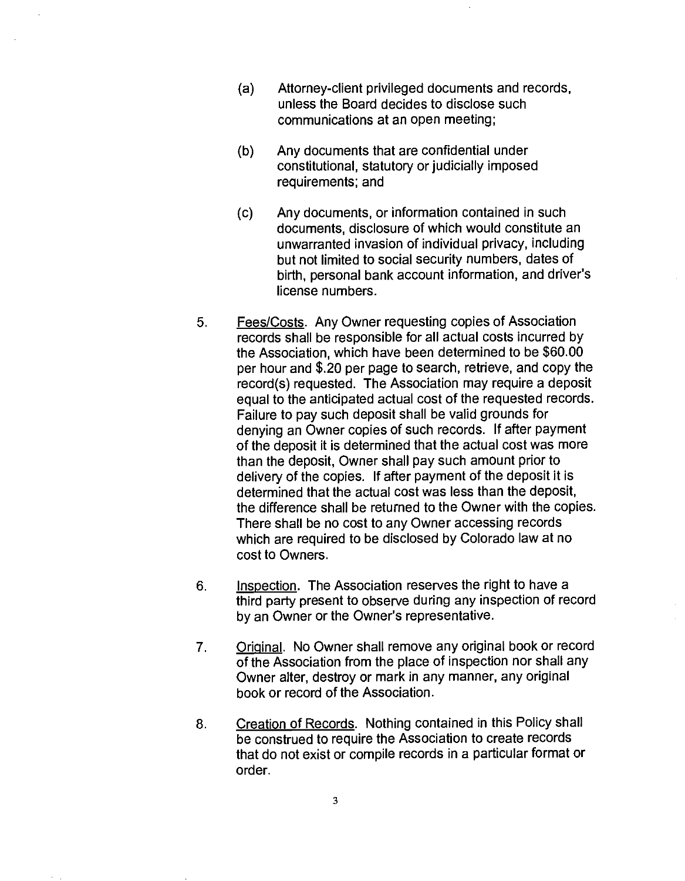(a) Attorney-client privileged documents and records, unless the Board decides to disclose such communications at an open meeting;

(b) Any documents that are confidential under constitutional, statutory or judicially imposed requirements; and

(c) Any documents, or information contained in such documents, disclosure of which would constitute an unwarranted invasion of individual privacy, including but not limited to social security numbers, dates of birth, personal bank account information, and driver's license numbers.

5. Fees/Costs. Any Owner requesting copies of Association records shall be responsible for all actual costs incurred by the Association, which have been determined to be $60.00 per hour and $.20 per page to search, retrieve, and copy the record(s) requested. The Association may require a deposit equal to the anticipated actual cost of the requested records. Failure to pay such deposit shall be valid grounds for denying an Owner copies of such records. If after payment of the deposit it is determined that the actual cost was more than the deposit, Owner shall pay such amount prior to delivery of the copies. If after payment of the deposit it is determined that the actual cost was less than the deposit, the difference shall be returned to the Owner with the copies. There shall be no cost to any Owner accessing records which are required to be disclosed by Colorado law at no cost to Owners.

6. Inspection. The Association reserves the right to have a third party present to observe during any inspection of record by an Owner or the Owner's representative.

7. Original. No Owner shall remove any original book or record of the Association from the place of inspection nor shall any Owner alter, destroy or mark in any manner, any original book or record of the Association.

8. Creation of Records. Nothing contained in this Policy shall be construed to require the Association to create records that do not exist or compile records in a particular format or order.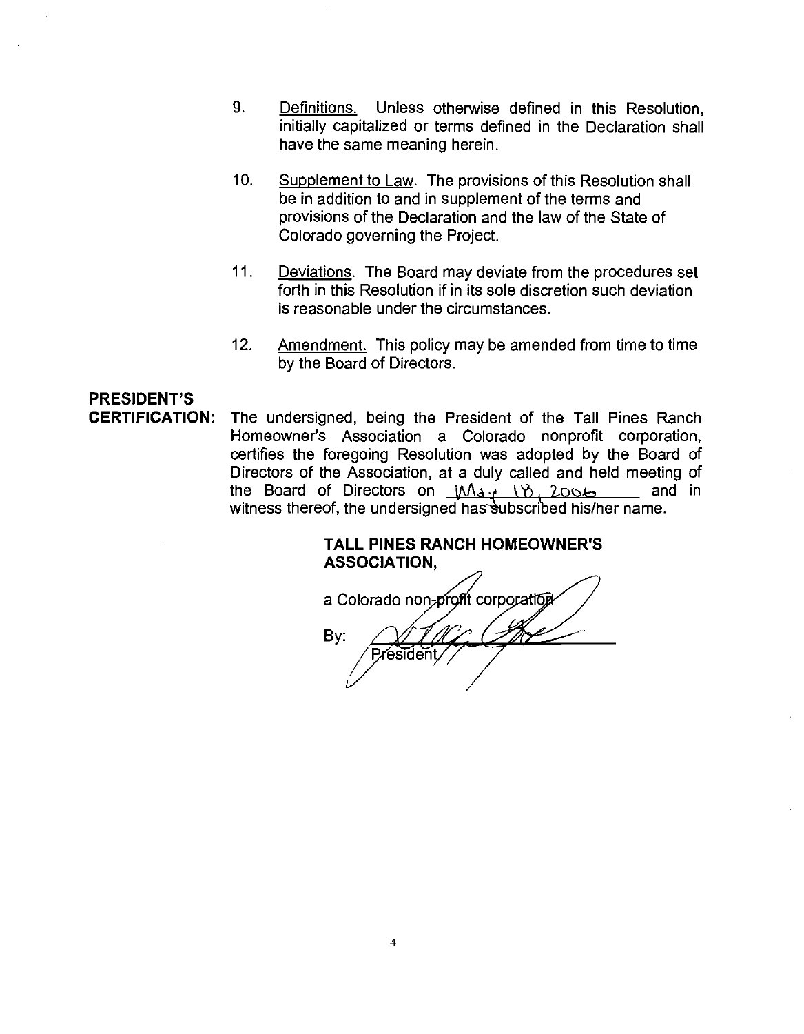9. Definitions. Unless otherwise defined in this Resolution, initially capitalized or terms defined in the Declaration shall have the same meaning herein.

10. Supplement to Law. The provisions of this Resolution shall be in addition to and in supplement of the terms and provisions of the Declaration and the law of the State of Colorado governing the Project.

11. Deviations. The Board may deviate from the procedures set forth in this Resolution if in its sole discretion such deviation is reasonable under the circumstances.

12. Amendment. This policy may be amended from time to time by the Board of Directors.

**PRESIDENT'S CERTIFICATION:** The undersigned, being the President of the Tall Pines Ranch Homeowner's Association a Colorado nonprofit corporation, certifies the foregoing Resolution was adopted by the Board of Directors of the Association, at a duly called and held meeting of the Board of Directors on May 18, 2006 and in witness thereof, the undersigned has subscribed his/her name.

**TALL PINES RANCH HOMEOWNER'S ASSOCIATION,**

a Colorado non-profit corporation

By: ______________________
President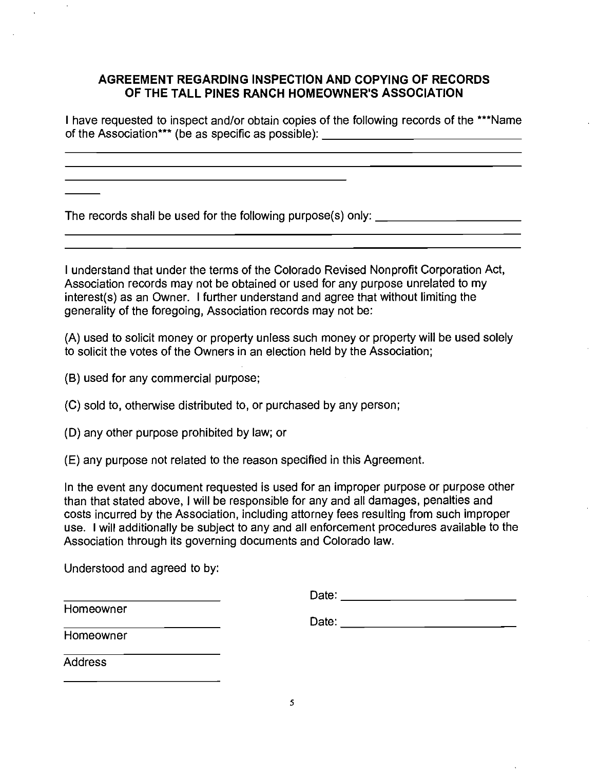## AGREEMENT REGARDING INSPECTION AND COPYING OF RECORDS OF THE TALL PINES RANCH HOMEOWNER'S ASSOCIATION

I have requested to inspect and/or obtain copies of the following records of the ***Name of the Association*** (be as specific as possible): ______________________________
____________________________________________________________________________
____________________________________________________________________________
____________________________________________
_____

The records shall be used for the following purpose(s) only: ______________________
____________________________________________________________________________
____________________________________________________________________________

I understand that under the terms of the Colorado Revised Nonprofit Corporation Act, Association records may not be obtained or used for any purpose unrelated to my interest(s) as an Owner. I further understand and agree that without limiting the generality of the foregoing, Association records may not be:

(A) used to solicit money or property unless such money or property will be used solely to solicit the votes of the Owners in an election held by the Association;

(B) used for any commercial purpose;

(C) sold to, otherwise distributed to, or purchased by any person;

(D) any other purpose prohibited by law; or

(E) any purpose not related to the reason specified in this Agreement.

In the event any document requested is used for an improper purpose or purpose other than that stated above, I will be responsible for any and all damages, penalties and costs incurred by the Association, including attorney fees resulting from such improper use. I will additionally be subject to any and all enforcement procedures available to the Association through its governing documents and Colorado law.

Understood and agreed to by:

________________________ Date: ____________________________
Homeowner

________________________ Date: ____________________________
Homeowner

________________________
Address

________________________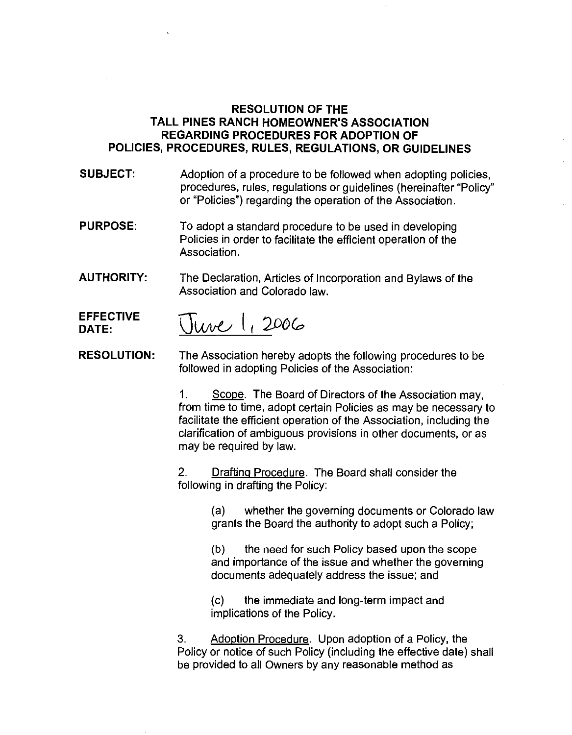# RESOLUTION OF THE TALL PINES RANCH HOMEOWNER'S ASSOCIATION REGARDING PROCEDURES FOR ADOPTION OF POLICIES, PROCEDURES, RULES, REGULATIONS, OR GUIDELINES

**SUBJECT:** Adoption of a procedure to be followed when adopting policies, procedures, rules, regulations or guidelines (hereinafter "Policy" or "Policies") regarding the operation of the Association.

**PURPOSE:** To adopt a standard procedure to be used in developing Policies in order to facilitate the efficient operation of the Association.

**AUTHORITY:** The Declaration, Articles of Incorporation and Bylaws of the Association and Colorado law.

**EFFECTIVE DATE:** June 1, 2006

**RESOLUTION:** The Association hereby adopts the following procedures to be followed in adopting Policies of the Association:

1. Scope. The Board of Directors of the Association may, from time to time, adopt certain Policies as may be necessary to facilitate the efficient operation of the Association, including the clarification of ambiguous provisions in other documents, or as may be required by law.

2. Drafting Procedure. The Board shall consider the following in drafting the Policy:

   (a) whether the governing documents or Colorado law grants the Board the authority to adopt such a Policy;

   (b) the need for such Policy based upon the scope and importance of the issue and whether the governing documents adequately address the issue; and

   (c) the immediate and long-term impact and implications of the Policy.

3. Adoption Procedure. Upon adoption of a Policy, the Policy or notice of such Policy (including the effective date) shall be provided to all Owners by any reasonable method as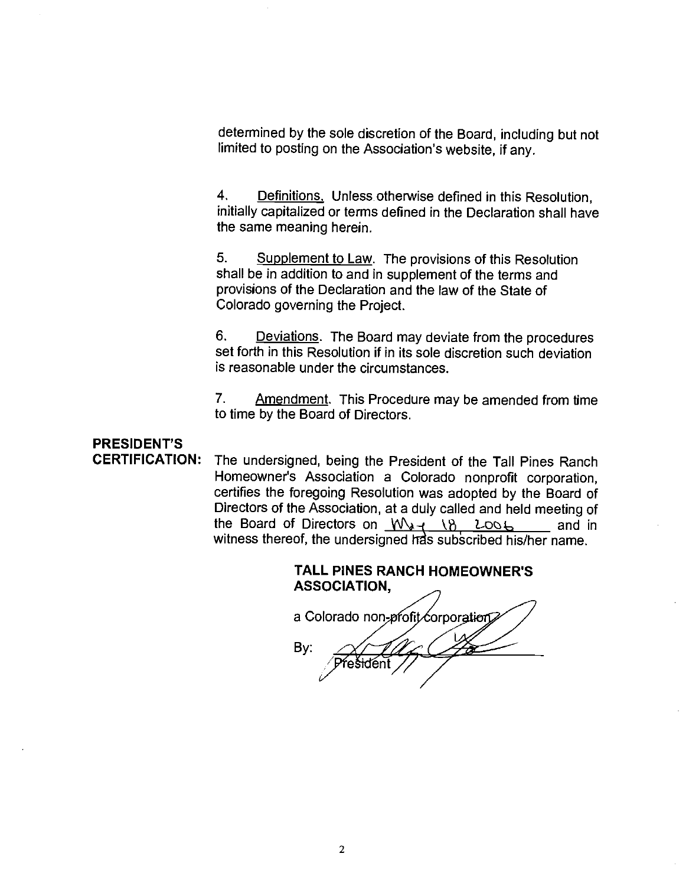determined by the sole discretion of the Board, including but not limited to posting on the Association's website, if any.

4. Definitions. Unless otherwise defined in this Resolution, initially capitalized or terms defined in the Declaration shall have the same meaning herein.

5. Supplement to Law. The provisions of this Resolution shall be in addition to and in supplement of the terms and provisions of the Declaration and the law of the State of Colorado governing the Project.

6. Deviations. The Board may deviate from the procedures set forth in this Resolution if in its sole discretion such deviation is reasonable under the circumstances.

7. Amendment. This Procedure may be amended from time to time by the Board of Directors.

**PRESIDENT'S CERTIFICATION:** The undersigned, being the President of the Tall Pines Ranch Homeowner's Association a Colorado nonprofit corporation, certifies the foregoing Resolution was adopted by the Board of Directors of the Association, at a duly called and held meeting of the Board of Directors on May 18, 2006 and in witness thereof, the undersigned has subscribed his/her name.

**TALL PINES RANCH HOMEOWNER'S ASSOCIATION,**

a Colorado non-profit corporation

By: ______________________
President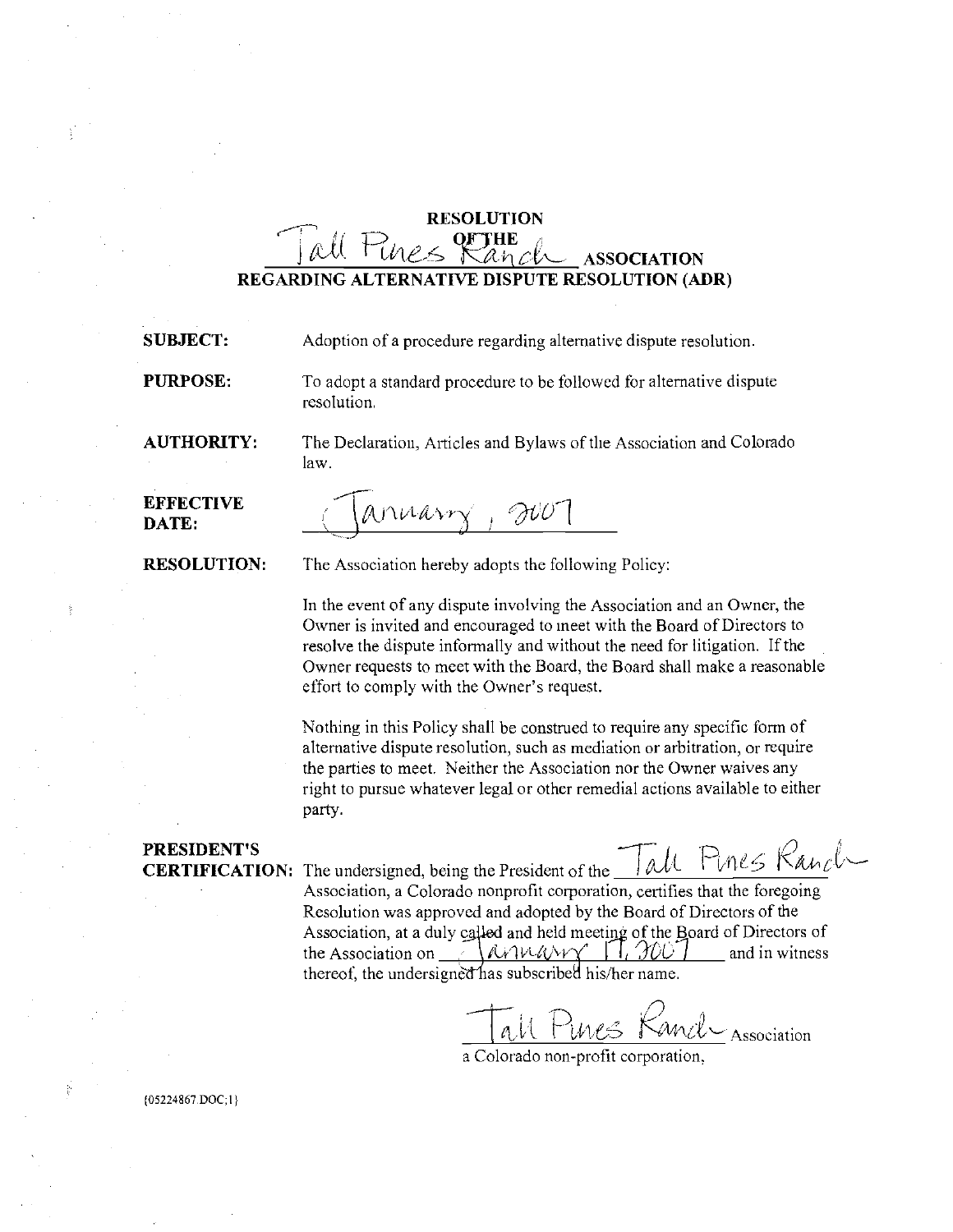# RESOLUTION OF THE Tall Pines Ranch ASSOCIATION REGARDING ALTERNATIVE DISPUTE RESOLUTION (ADR)

**SUBJECT:** Adoption of a procedure regarding alternative dispute resolution.

**PURPOSE:** To adopt a standard procedure to be followed for alternative dispute resolution.

**AUTHORITY:** The Declaration, Articles and Bylaws of the Association and Colorado law.

**EFFECTIVE DATE:** January, 2007

**RESOLUTION:** The Association hereby adopts the following Policy:

In the event of any dispute involving the Association and an Owner, the Owner is invited and encouraged to meet with the Board of Directors to resolve the dispute informally and without the need for litigation. If the Owner requests to meet with the Board, the Board shall make a reasonable effort to comply with the Owner's request.

Nothing in this Policy shall be construed to require any specific form of alternative dispute resolution, such as mediation or arbitration, or require the parties to meet. Neither the Association nor the Owner waives any right to pursue whatever legal or other remedial actions available to either party.

**PRESIDENT'S CERTIFICATION:** The undersigned, being the President of the Tall Pines Ranch Association, a Colorado nonprofit corporation, certifies that the foregoing Resolution was approved and adopted by the Board of Directors of the Association, at a duly called and held meeting of the Board of Directors of the Association on January 17, 2007 and in witness thereof, the undersigned has subscribed his/her name.

Tall Pines Ranch Association
a Colorado non-profit corporation,

{05224867.DOC;1}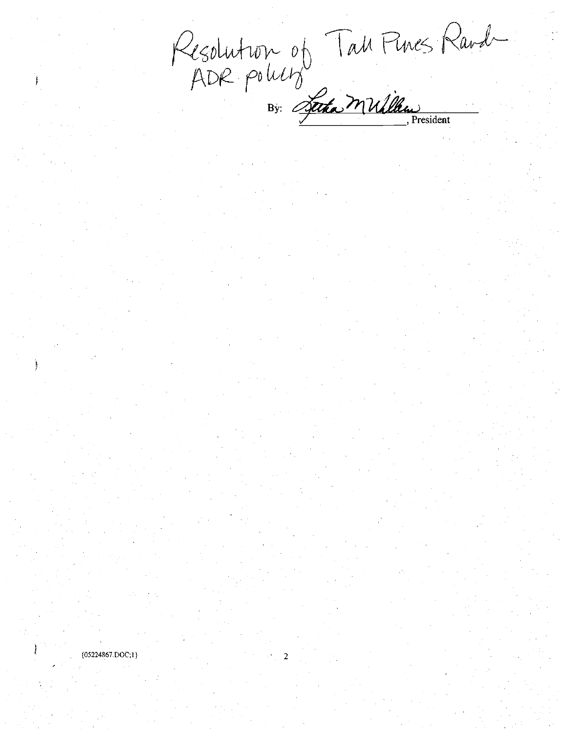Resolution of Tall Pines Ranch ADR policy

By: Leila M Wilken, President

{05224867.DOC;1}